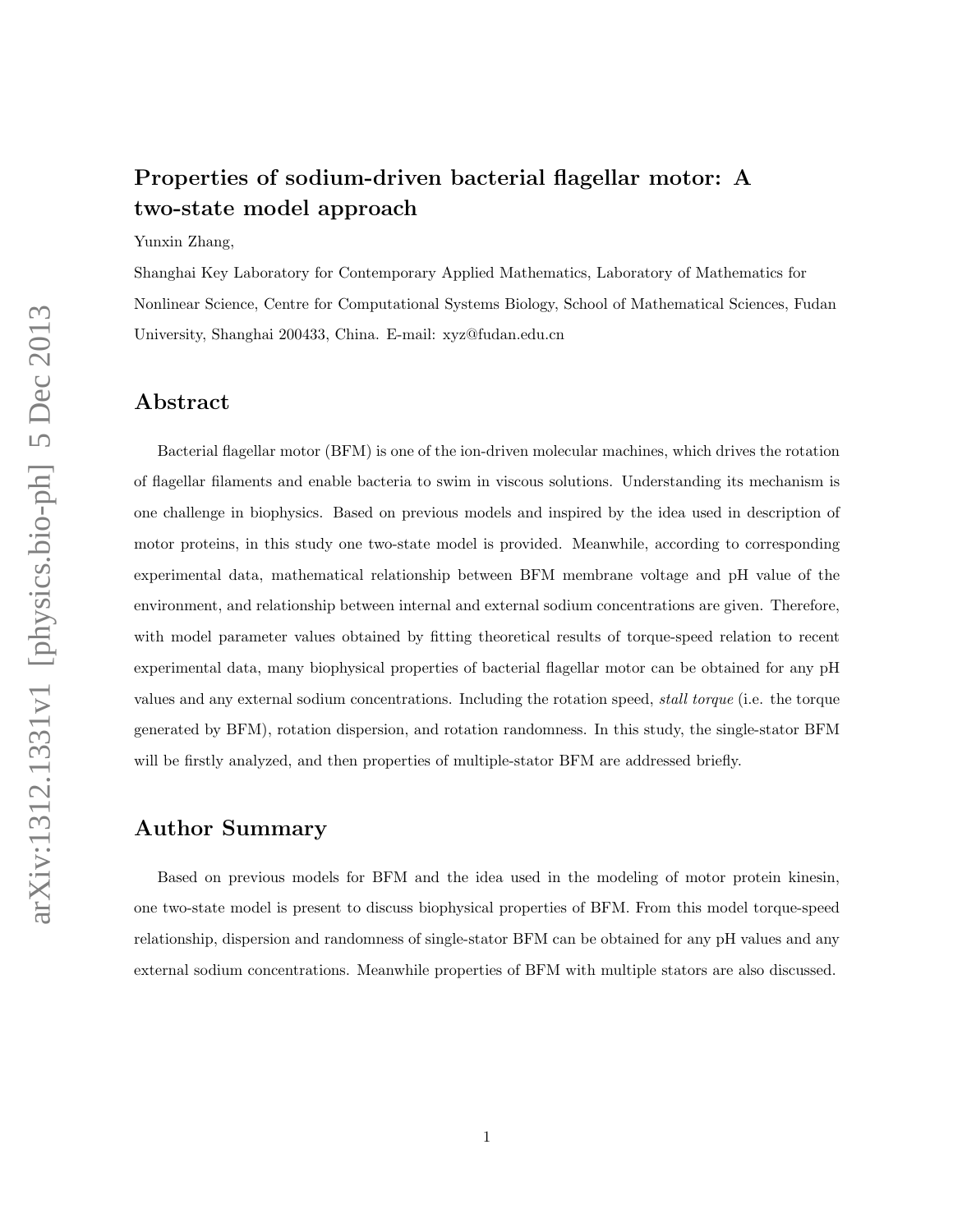# Properties of sodium-driven bacterial flagellar motor: A two-state model approach

Yunxin Zhang,

Shanghai Key Laboratory for Contemporary Applied Mathematics, Laboratory of Mathematics for Nonlinear Science, Centre for Computational Systems Biology, School of Mathematical Sciences, Fudan University, Shanghai 200433, China. E-mail: xyz@fudan.edu.cn

## Abstract

Bacterial flagellar motor (BFM) is one of the ion-driven molecular machines, which drives the rotation of flagellar filaments and enable bacteria to swim in viscous solutions. Understanding its mechanism is one challenge in biophysics. Based on previous models and inspired by the idea used in description of motor proteins, in this study one two-state model is provided. Meanwhile, according to corresponding experimental data, mathematical relationship between BFM membrane voltage and pH value of the environment, and relationship between internal and external sodium concentrations are given. Therefore, with model parameter values obtained by fitting theoretical results of torque-speed relation to recent experimental data, many biophysical properties of bacterial flagellar motor can be obtained for any pH values and any external sodium concentrations. Including the rotation speed, *stall torque* (i.e. the torque generated by BFM), rotation dispersion, and rotation randomness. In this study, the single-stator BFM will be firstly analyzed, and then properties of multiple-stator BFM are addressed briefly.

## Author Summary

Based on previous models for BFM and the idea used in the modeling of motor protein kinesin, one two-state model is present to discuss biophysical properties of BFM. From this model torque-speed relationship, dispersion and randomness of single-stator BFM can be obtained for any pH values and any external sodium concentrations. Meanwhile properties of BFM with multiple stators are also discussed.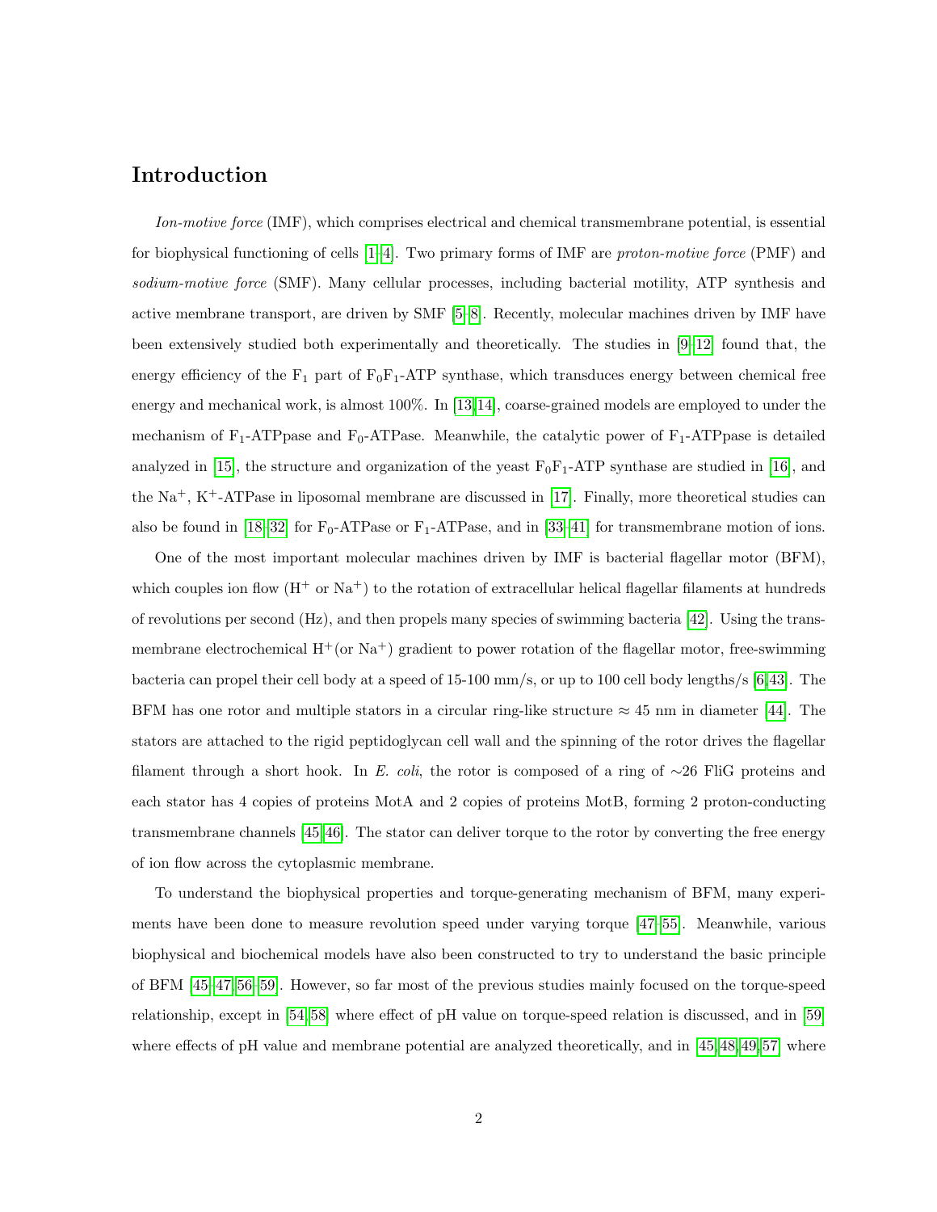## Introduction

*Ion-motive force* (IMF), which comprises electrical and chemical transmembrane potential, is essential for biophysical functioning of cells [1–4]. Two primary forms of IMF are *proton-motive force* (PMF) and *sodium-motive force* (SMF). Many cellular processes, including bacterial motility, ATP synthesis and active membrane transport, are driven by SMF [5–8]. Recently, molecular machines driven by IMF have been extensively studied both experimentally and theoretically. The studies in [9–12] found that, the energy efficiency of the $F_1$ part of $F_0F_1$-ATP synthase, which transduces energy between chemical free energy and mechanical work, is almost 100%. In [13,14], coarse-grained models are employed to under the mechanism of $F_1$-ATPpase and $F_0$-ATPase. Meanwhile, the catalytic power of $F_1$-ATPpase is detailed analyzed in [15], the structure and organization of the yeast $F_0F_1$-ATP synthase are studied in [16], and the $Na^+$, $K^+$-ATPase in liposomal membrane are discussed in [17]. Finally, more theoretical studies can also be found in [18–32] for $F_0$-ATPase or $F_1$-ATPase, and in [33–41] for transmembrane motion of ions.

One of the most important molecular machines driven by IMF is bacterial flagellar motor (BFM), which couples ion flow ($H^+$ or $Na^+$) to the rotation of extracellular helical flagellar filaments at hundreds of revolutions per second (Hz), and then propels many species of swimming bacteria [42]. Using the transmembrane electrochemical $H^+$(or $Na^+$) gradient to power rotation of the flagellar motor, free-swimming bacteria can propel their cell body at a speed of 15-100 mm/s, or up to 100 cell body lengths/s [6,43]. The BFM has one rotor and multiple stators in a circular ring-like structure $\approx$ 45 nm in diameter [44]. The stators are attached to the rigid peptidoglycan cell wall and the spinning of the rotor drives the flagellar filament through a short hook. In *E. coli*, the rotor is composed of a ring of $\sim$26 FliG proteins and each stator has 4 copies of proteins MotA and 2 copies of proteins MotB, forming 2 proton-conducting transmembrane channels [45,46]. The stator can deliver torque to the rotor by converting the free energy of ion flow across the cytoplasmic membrane.

To understand the biophysical properties and torque-generating mechanism of BFM, many experiments have been done to measure revolution speed under varying torque [47–55]. Meanwhile, various biophysical and biochemical models have also been constructed to try to understand the basic principle of BFM [45–47,56–59]. However, so far most of the previous studies mainly focused on the torque-speed relationship, except in [54,58] where effect of pH value on torque-speed relation is discussed, and in [59], where effects of pH value and membrane potential are analyzed theoretically, and in [45,48,49,57] where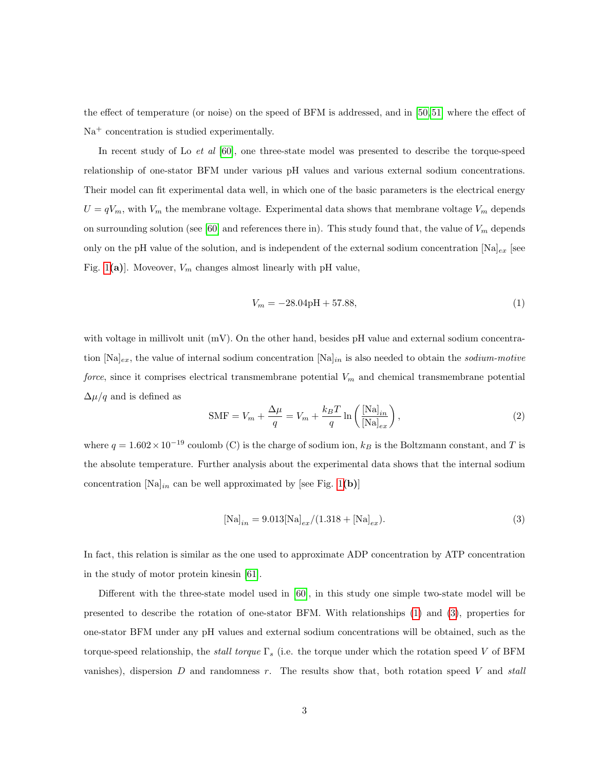the effect of temperature (or noise) on the speed of BFM is addressed, and in [50,51] where the effect of $Na^+$ concentration is studied experimentally.

In recent study of Lo *et al* [60], one three-state model was presented to describe the torque-speed relationship of one-stator BFM under various pH values and various external sodium concentrations. Their model can fit experimental data well, in which one of the basic parameters is the electrical energy $U = qV_m$, with $V_m$ the membrane voltage. Experimental data shows that membrane voltage $V_m$ depends on surrounding solution (see [60] and references there in). This study found that, the value of $V_m$ depends only on the pH value of the solution, and is independent of the external sodium concentration $[\mathrm{Na}]_{ex}$ [see Fig. 1**(a)**]. Moveover, $V_m$ changes almost linearly with pH value,

$$V_m = -28.04\mathrm{pH} + 57.88, \tag{1}$$

with voltage in millivolt unit (mV). On the other hand, besides pH value and external sodium concentration $[\mathrm{Na}]_{ex}$, the value of internal sodium concentration $[\mathrm{Na}]_{in}$ is also needed to obtain the *sodium-motive force*, since it comprises electrical transmembrane potential $V_m$ and chemical transmembrane potential $\Delta\mu/q$ and is defined as

$$\mathrm{SMF} = V_m + \frac{\Delta\mu}{q} = V_m + \frac{k_B T}{q} \ln\left(\frac{[\mathrm{Na}]_{in}}{[\mathrm{Na}]_{ex}}\right), \tag{2}$$

where $q = 1.602 \times 10^{-19}$ coulomb (C) is the charge of sodium ion, $k_B$ is the Boltzmann constant, and $T$ is the absolute temperature. Further analysis about the experimental data shows that the internal sodium concentration $[\mathrm{Na}]_{in}$ can be well approximated by [see Fig. 1**(b)**]

$$[\mathrm{Na}]_{in} = 9.013[\mathrm{Na}]_{ex}/(1.318 + [\mathrm{Na}]_{ex}). \tag{3}$$

In fact, this relation is similar as the one used to approximate ADP concentration by ATP concentration in the study of motor protein kinesin [61].

Different with the three-state model used in [60], in this study one simple two-state model will be presented to describe the rotation of one-stator BFM. With relationships (1) and (3), properties for one-stator BFM under any pH values and external sodium concentrations will be obtained, such as the torque-speed relationship, the *stall torque* $\Gamma_s$ (i.e. the torque under which the rotation speed $V$ of BFM vanishes), dispersion $D$ and randomness $r$. The results show that, both rotation speed $V$ and *stall*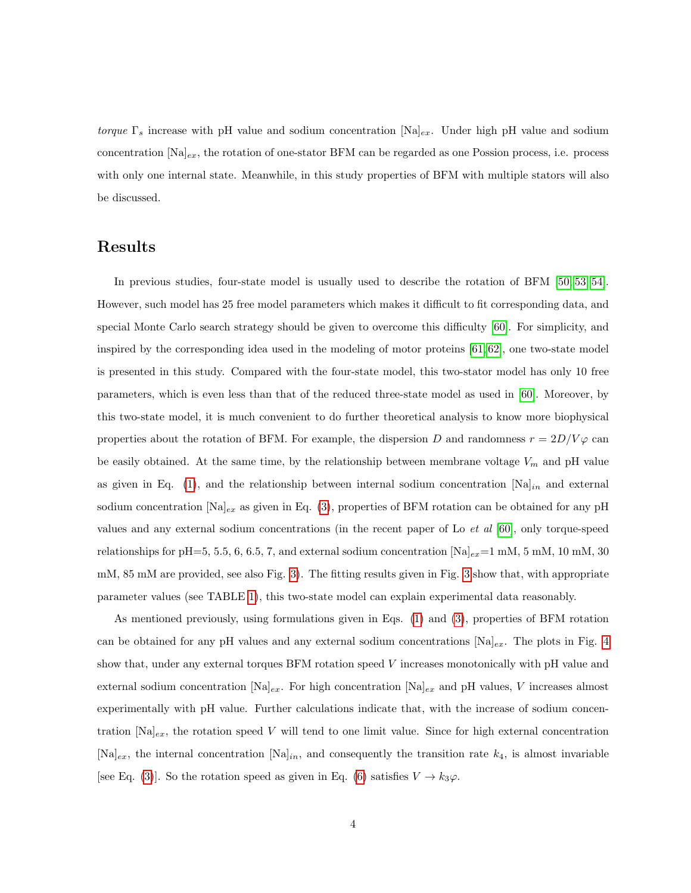*torque* $\Gamma_s$ increase with pH value and sodium concentration $[\mathrm{Na}]_{ex}$. Under high pH value and sodium concentration $[\mathrm{Na}]_{ex}$, the rotation of one-stator BFM can be regarded as one Possion process, i.e. process with only one internal state. Meanwhile, in this study properties of BFM with multiple stators will also be discussed.

## Results

In previous studies, four-state model is usually used to describe the rotation of BFM [50, 53, 54]. However, such model has 25 free model parameters which makes it difficult to fit corresponding data, and special Monte Carlo search strategy should be given to overcome this difficulty [60]. For simplicity, and inspired by the corresponding idea used in the modeling of motor proteins [61, 62], one two-state model is presented in this study. Compared with the four-state model, this two-stator model has only 10 free parameters, which is even less than that of the reduced three-state model as used in [60]. Moreover, by this two-state model, it is much convenient to do further theoretical analysis to know more biophysical properties about the rotation of BFM. For example, the dispersion $D$ and randomness $r = 2D/V\varphi$ can be easily obtained. At the same time, by the relationship between membrane voltage $V_m$ and pH value as given in Eq. (1), and the relationship between internal sodium concentration $[\mathrm{Na}]_{in}$ and external sodium concentration $[\mathrm{Na}]_{ex}$ as given in Eq. (3), properties of BFM rotation can be obtained for any pH values and any external sodium concentrations (in the recent paper of Lo *et al* [60], only torque-speed relationships for pH=5, 5.5, 6, 6.5, 7, and external sodium concentration $[\mathrm{Na}]_{ex}$=1 mM, 5 mM, 10 mM, 30 mM, 85 mM are provided, see also Fig. 3). The fitting results given in Fig. 3 show that, with appropriate parameter values (see TABLE 1), this two-state model can explain experimental data reasonably.

As mentioned previously, using formulations given in Eqs. (1) and (3), properties of BFM rotation can be obtained for any pH values and any external sodium concentrations $[\mathrm{Na}]_{ex}$. The plots in Fig. 4 show that, under any external torques BFM rotation speed $V$ increases monotonically with pH value and external sodium concentration $[\mathrm{Na}]_{ex}$. For high concentration $[\mathrm{Na}]_{ex}$ and pH values, $V$ increases almost experimentally with pH value. Further calculations indicate that, with the increase of sodium concentration $[\mathrm{Na}]_{ex}$, the rotation speed $V$ will tend to one limit value. Since for high external concentration $[\mathrm{Na}]_{ex}$, the internal concentration $[\mathrm{Na}]_{in}$, and consequently the transition rate $k_4$, is almost invariable [see Eq. (3)]. So the rotation speed as given in Eq. (6) satisfies $V \to k_3\varphi$.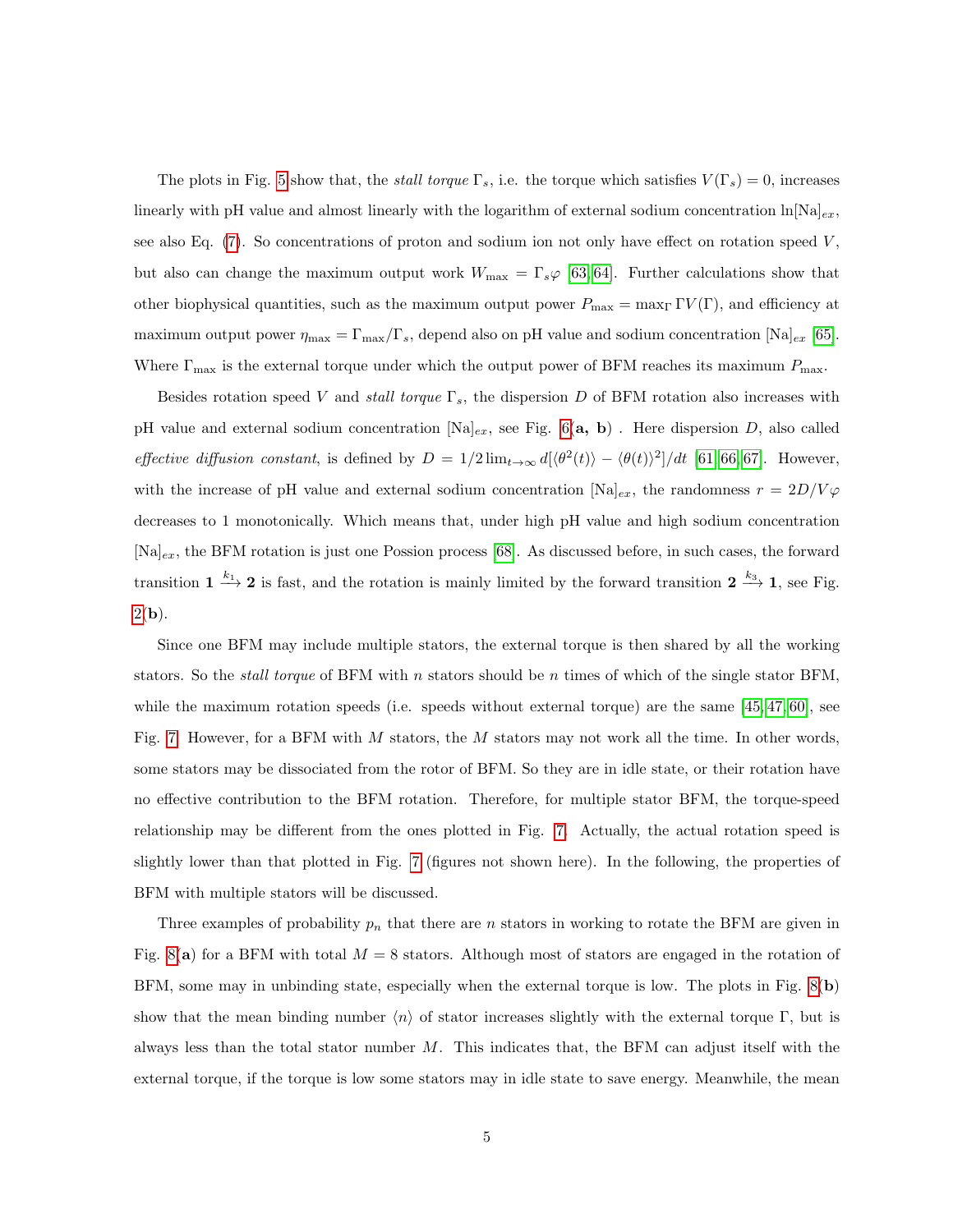The plots in Fig. 5 show that, the *stall torque* $\Gamma_s$, i.e. the torque which satisfies $V(\Gamma_s) = 0$, increases linearly with pH value and almost linearly with the logarithm of external sodium concentration $\ln[\text{Na}]_{ex}$, see also Eq. (7). So concentrations of proton and sodium ion not only have effect on rotation speed $V$, but also can change the maximum output work $W_{\max} = \Gamma_s \varphi$ [63, 64]. Further calculations show that other biophysical quantities, such as the maximum output power $P_{\max} = \max_\Gamma \Gamma V(\Gamma)$, and efficiency at maximum output power $\eta_{\max} = \Gamma_{\max}/\Gamma_s$, depend also on pH value and sodium concentration $[\text{Na}]_{ex}$ [65]. Where $\Gamma_{\max}$ is the external torque under which the output power of BFM reaches its maximum $P_{\max}$.

Besides rotation speed $V$ and *stall torque* $\Gamma_s$, the dispersion $D$ of BFM rotation also increases with pH value and external sodium concentration $[\text{Na}]_{ex}$, see Fig. 6(**a, b**) . Here dispersion $D$, also called *effective diffusion constant*, is defined by $D = 1/2 \lim_{t\to\infty} d[\langle \theta^2(t) \rangle - \langle \theta(t) \rangle^2]/dt$ [61, 66, 67]. However, with the increase of pH value and external sodium concentration $[\text{Na}]_{ex}$, the randomness $r = 2D/V\varphi$ decreases to 1 monotonically. Which means that, under high pH value and high sodium concentration $[\text{Na}]_{ex}$, the BFM rotation is just one Possion process [68]. As discussed before, in such cases, the forward transition $\mathbf{1} \xrightarrow{k_1} \mathbf{2}$ is fast, and the rotation is mainly limited by the forward transition $\mathbf{2} \xrightarrow{k_3} \mathbf{1}$, see Fig. 2(**b**).

Since one BFM may include multiple stators, the external torque is then shared by all the working stators. So the *stall torque* of BFM with $n$ stators should be $n$ times of which of the single stator BFM, while the maximum rotation speeds (i.e. speeds without external torque) are the same [45, 47, 60], see Fig. 7. However, for a BFM with $M$ stators, the $M$ stators may not work all the time. In other words, some stators may be dissociated from the rotor of BFM. So they are in idle state, or their rotation have no effective contribution to the BFM rotation. Therefore, for multiple stator BFM, the torque-speed relationship may be different from the ones plotted in Fig. 7. Actually, the actual rotation speed is slightly lower than that plotted in Fig. 7 (figures not shown here). In the following, the properties of BFM with multiple stators will be discussed.

Three examples of probability $p_n$ that there are $n$ stators in working to rotate the BFM are given in Fig. 8(**a**) for a BFM with total $M = 8$ stators. Although most of stators are engaged in the rotation of BFM, some may in unbinding state, especially when the external torque is low. The plots in Fig. 8(**b**) show that the mean binding number $\langle n \rangle$ of stator increases slightly with the external torque $\Gamma$, but is always less than the total stator number $M$. This indicates that, the BFM can adjust itself with the external torque, if the torque is low some stators may in idle state to save energy. Meanwhile, the mean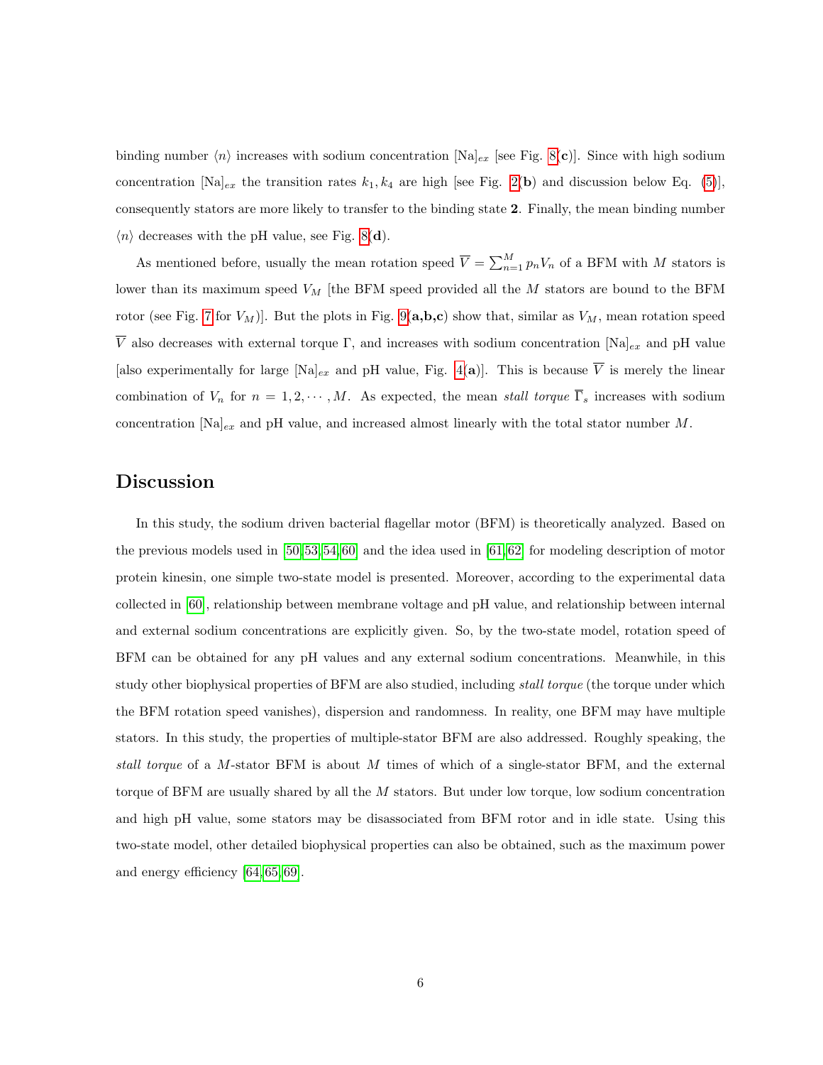binding number $\langle n \rangle$ increases with sodium concentration $[\text{Na}]_{ex}$ [see Fig. 8(**c**)]. Since with high sodium concentration $[\text{Na}]_{ex}$ the transition rates $k_1, k_4$ are high [see Fig. 2(**b**) and discussion below Eq. (5)], consequently stators are more likely to transfer to the binding state **2**. Finally, the mean binding number $\langle n \rangle$ decreases with the pH value, see Fig. 8(**d**).

As mentioned before, usually the mean rotation speed $\overline{V} = \sum_{n=1}^{M} p_n V_n$ of a BFM with $M$ stators is lower than its maximum speed $V_M$ [the BFM speed provided all the $M$ stators are bound to the BFM rotor (see Fig. 7 for $V_M$)]. But the plots in Fig. 9(**a,b,c**) show that, similar as $V_M$, mean rotation speed $\overline{V}$ also decreases with external torque $\Gamma$, and increases with sodium concentration $[\text{Na}]_{ex}$ and pH value [also experimentally for large $[\text{Na}]_{ex}$ and pH value, Fig. 4(**a**)]. This is because $\overline{V}$ is merely the linear combination of $V_n$ for $n = 1, 2, \cdots, M$. As expected, the mean *stall torque* $\overline{\Gamma}_s$ increases with sodium concentration $[\text{Na}]_{ex}$ and pH value, and increased almost linearly with the total stator number $M$.

## Discussion

In this study, the sodium driven bacterial flagellar motor (BFM) is theoretically analyzed. Based on the previous models used in [50,53,54,60] and the idea used in [61,62] for modeling description of motor protein kinesin, one simple two-state model is presented. Moreover, according to the experimental data collected in [60], relationship between membrane voltage and pH value, and relationship between internal and external sodium concentrations are explicitly given. So, by the two-state model, rotation speed of BFM can be obtained for any pH values and any external sodium concentrations. Meanwhile, in this study other biophysical properties of BFM are also studied, including *stall torque* (the torque under which the BFM rotation speed vanishes), dispersion and randomness. In reality, one BFM may have multiple stators. In this study, the properties of multiple-stator BFM are also addressed. Roughly speaking, the *stall torque* of a $M$-stator BFM is about $M$ times of which of a single-stator BFM, and the external torque of BFM are usually shared by all the $M$ stators. But under low torque, low sodium concentration and high pH value, some stators may be disassociated from BFM rotor and in idle state. Using this two-state model, other detailed biophysical properties can also be obtained, such as the maximum power and energy efficiency [64,65,69].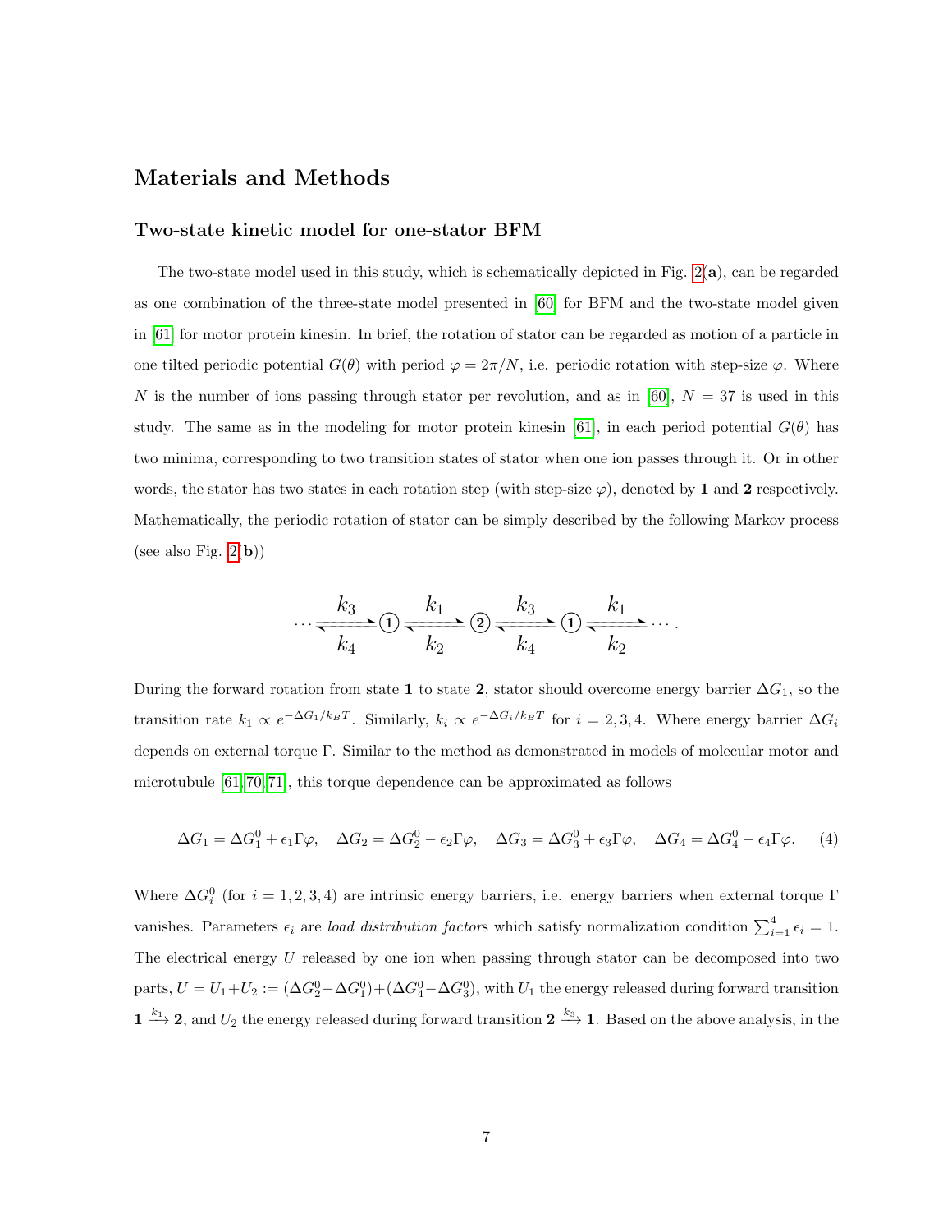# Materials and Methods

## Two-state kinetic model for one-stator BFM

The two-state model used in this study, which is schematically depicted in Fig. 2(**a**), can be regarded as one combination of the three-state model presented in [60] for BFM and the two-state model given in [61] for motor protein kinesin. In brief, the rotation of stator can be regarded as motion of a particle in one tilted periodic potential $G(\theta)$ with period $\varphi = 2\pi/N$, i.e. periodic rotation with step-size $\varphi$. Where $N$ is the number of ions passing through stator per revolution, and as in [60], $N = 37$ is used in this study. The same as in the modeling for motor protein kinesin [61], in each period potential $G(\theta)$ has two minima, corresponding to two transition states of stator when one ion passes through it. Or in other words, the stator has two states in each rotation step (with step-size $\varphi$), denoted by **1** and **2** respectively. Mathematically, the periodic rotation of stator can be simply described by the following Markov process (see also Fig. 2(**b**))

$$\cdots \underset{k_4}{\overset{k_3}{\rightleftharpoons}} \textcircled{1} \underset{k_2}{\overset{k_1}{\rightleftharpoons}} \textcircled{2} \underset{k_4}{\overset{k_3}{\rightleftharpoons}} \textcircled{1} \underset{k_2}{\overset{k_1}{\rightleftharpoons}} \cdots .$$

During the forward rotation from state **1** to state **2**, stator should overcome energy barrier $\Delta G_1$, so the transition rate $k_1 \propto e^{-\Delta G_1/k_BT}$. Similarly, $k_i \propto e^{-\Delta G_i/k_BT}$ for $i = 2, 3, 4$. Where energy barrier $\Delta G_i$ depends on external torque $\Gamma$. Similar to the method as demonstrated in models of molecular motor and microtubule [61, 70, 71], this torque dependence can be approximated as follows

$$\Delta G_1 = \Delta G_1^0 + \epsilon_1 \Gamma\varphi, \quad \Delta G_2 = \Delta G_2^0 - \epsilon_2 \Gamma\varphi, \quad \Delta G_3 = \Delta G_3^0 + \epsilon_3 \Gamma\varphi, \quad \Delta G_4 = \Delta G_4^0 - \epsilon_4 \Gamma\varphi. \tag{4}$$

Where $\Delta G_i^0$ (for $i = 1, 2, 3, 4$) are intrinsic energy barriers, i.e. energy barriers when external torque $\Gamma$ vanishes. Parameters $\epsilon_i$ are *load distribution factor*s which satisfy normalization condition $\sum_{i=1}^4 \epsilon_i = 1$. The electrical energy $U$ released by one ion when passing through stator can be decomposed into two parts, $U = U_1 + U_2 := (\Delta G_2^0 - \Delta G_1^0) + (\Delta G_4^0 - \Delta G_3^0)$, with $U_1$ the energy released during forward transition $\mathbf{1} \xrightarrow{k_1} \mathbf{2}$, and $U_2$ the energy released during forward transition $\mathbf{2} \xrightarrow{k_3} \mathbf{1}$. Based on the above analysis, in the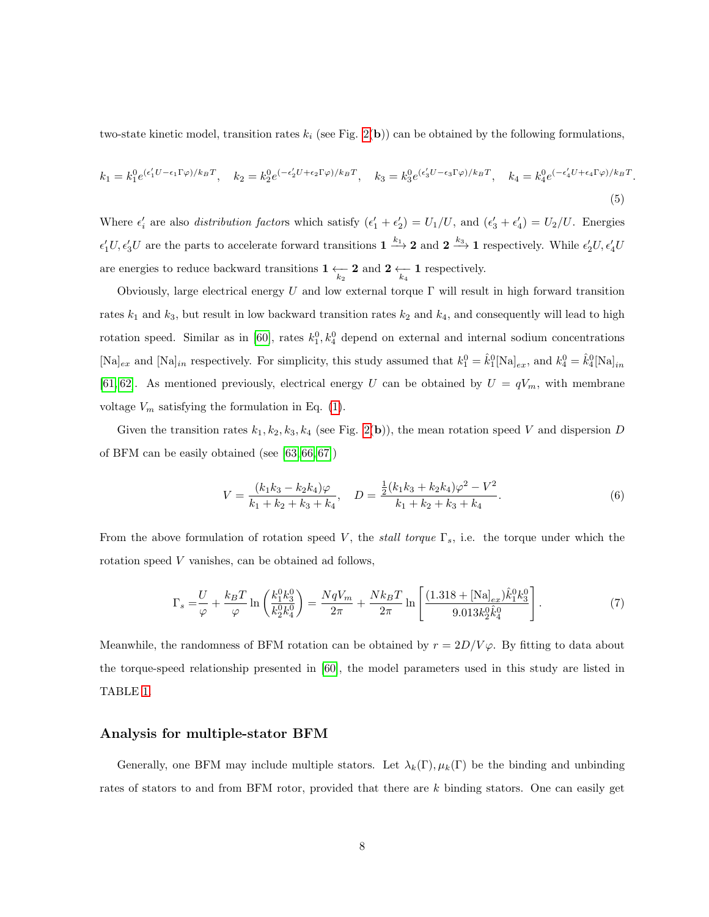two-state kinetic model, transition rates $k_i$ (see Fig. 2(**b**)) can be obtained by the following formulations,

$$k_1 = k_1^0 e^{(\epsilon_1' U - \epsilon_1 \Gamma\varphi)/k_BT}, \quad k_2 = k_2^0 e^{(-\epsilon_2' U + \epsilon_2 \Gamma\varphi)/k_BT}, \quad k_3 = k_3^0 e^{(\epsilon_3' U - \epsilon_3 \Gamma\varphi)/k_BT}, \quad k_4 = k_4^0 e^{(-\epsilon_4' U + \epsilon_4 \Gamma\varphi)/k_BT}. \tag{5}$$

Where $\epsilon_i'$ are also *distribution factor*s which satisfy $(\epsilon_1' + \epsilon_2') = U_1/U$, and $(\epsilon_3' + \epsilon_4') = U_2/U$. Energies $\epsilon_1' U, \epsilon_3' U$ are the parts to accelerate forward transitions $\mathbf{1} \xrightarrow{k_1} \mathbf{2}$ and $\mathbf{2} \xrightarrow{k_3} \mathbf{1}$ respectively. While $\epsilon_2' U, \epsilon_4' U$ are energies to reduce backward transitions $\mathbf{1} \xleftarrow[k_2]{} \mathbf{2}$ and $\mathbf{2} \xleftarrow[k_4]{} \mathbf{1}$ respectively.

Obviously, large electrical energy $U$ and low external torque $\Gamma$ will result in high forward transition rates $k_1$ and $k_3$, but result in low backward transition rates $k_2$ and $k_4$, and consequently will lead to high rotation speed. Similar as in [60], rates $k_1^0, k_4^0$ depend on external and internal sodium concentrations $[\mathrm{Na}]_{ex}$ and $[\mathrm{Na}]_{in}$ respectively. For simplicity, this study assumed that $k_1^0 = \hat{k}_1^0[\mathrm{Na}]_{ex}$, and $k_4^0 = \hat{k}_4^0[\mathrm{Na}]_{in}$ [61,62]. As mentioned previously, electrical energy $U$ can be obtained by $U = qV_m$, with membrane voltage $V_m$ satisfying the formulation in Eq. (1).

Given the transition rates $k_1, k_2, k_3, k_4$ (see Fig. 2(**b**)), the mean rotation speed $V$ and dispersion $D$ of BFM can be easily obtained (see [63,66,67])

$$V = \frac{(k_1k_3 - k_2k_4)\varphi}{k_1 + k_2 + k_3 + k_4}, \quad D = \frac{\frac{1}{2}(k_1k_3 + k_2k_4)\varphi^2 - V^2}{k_1 + k_2 + k_3 + k_4}. \tag{6}$$

From the above formulation of rotation speed $V$, the *stall torque* $\Gamma_s$, i.e. the torque under which the rotation speed $V$ vanishes, can be obtained ad follows,

$$\Gamma_s = \frac{U}{\varphi} + \frac{k_BT}{\varphi}\ln\left(\frac{k_1^0k_3^0}{k_2^0k_4^0}\right) = \frac{NqV_m}{2\pi} + \frac{Nk_BT}{2\pi}\ln\left[\frac{(1.318 + [\mathrm{Na}]_{ex})\hat{k}_1^0k_3^0}{9.013k_2^0\hat{k}_4^0}\right]. \tag{7}$$

Meanwhile, the randomness of BFM rotation can be obtained by $r = 2D/V\varphi$. By fitting to data about the torque-speed relationship presented in [60], the model parameters used in this study are listed in TABLE 1.

## Analysis for multiple-stator BFM

Generally, one BFM may include multiple stators. Let $\lambda_k(\Gamma), \mu_k(\Gamma)$ be the binding and unbinding rates of stators to and from BFM rotor, provided that there are $k$ binding stators. One can easily get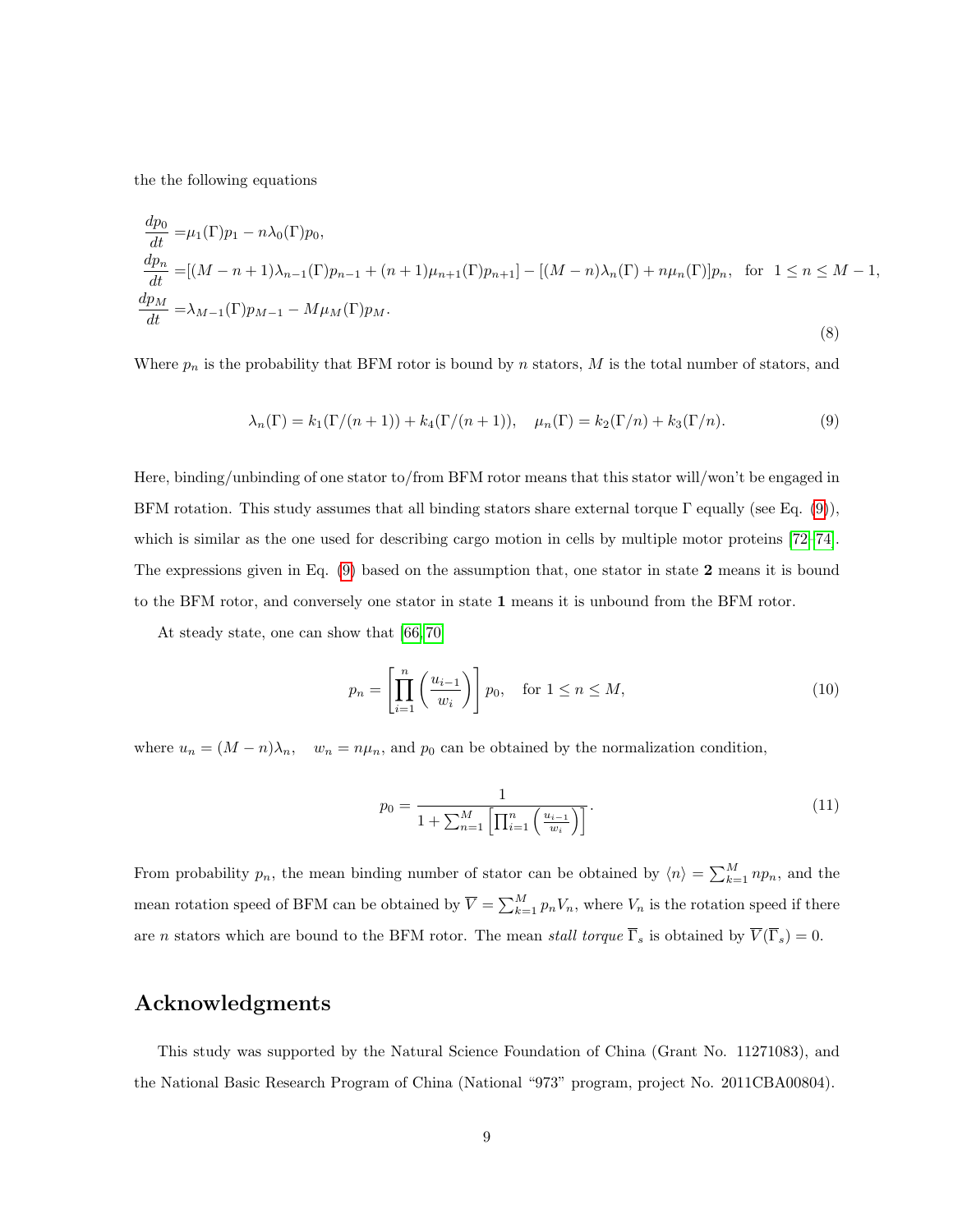the the following equations

$$
\begin{aligned}
\frac{dp_0}{dt} =& \mu_1(\Gamma)p_1 - n\lambda_0(\Gamma)p_0, \\
\frac{dp_n}{dt} =& [(M-n+1)\lambda_{n-1}(\Gamma)p_{n-1} + (n+1)\mu_{n+1}(\Gamma)p_{n+1}] - [(M-n)\lambda_n(\Gamma) + n\mu_n(\Gamma)]p_n, \quad \text{for} \;\; 1 \le n \le M-1, \\
\frac{dp_M}{dt} =& \lambda_{M-1}(\Gamma)p_{M-1} - M\mu_M(\Gamma)p_M.
\end{aligned}
\tag{8}
$$

Where $p_n$ is the probability that BFM rotor is bound by $n$ stators, $M$ is the total number of stators, and

$$
\lambda_n(\Gamma) = k_1(\Gamma/(n+1)) + k_4(\Gamma/(n+1)), \quad \mu_n(\Gamma) = k_2(\Gamma/n) + k_3(\Gamma/n). \tag{9}
$$

Here, binding/unbinding of one stator to/from BFM rotor means that this stator will/won't be engaged in BFM rotation. This study assumes that all binding stators share external torque $\Gamma$ equally (see Eq. (9)), which is similar as the one used for describing cargo motion in cells by multiple motor proteins [72–74]. The expressions given in Eq. (9) based on the assumption that, one stator in state **2** means it is bound to the BFM rotor, and conversely one stator in state **1** means it is unbound from the BFM rotor.

At steady state, one can show that [66, 70]

$$
p_n = \left[\prod_{i=1}^{n}\left(\frac{u_{i-1}}{w_i}\right)\right] p_0, \quad \text{for } 1 \le n \le M, \tag{10}
$$

where $u_n = (M-n)\lambda_n, \quad w_n = n\mu_n$, and $p_0$ can be obtained by the normalization condition,

$$
p_0 = \frac{1}{1 + \sum_{n=1}^{M}\left[\prod_{i=1}^{n}\left(\frac{u_{i-1}}{w_i}\right)\right]}. \tag{11}
$$

From probability $p_n$, the mean binding number of stator can be obtained by $\langle n \rangle = \sum_{k=1}^{M} n p_n$, and the mean rotation speed of BFM can be obtained by $\overline{V} = \sum_{k=1}^{M} p_n V_n$, where $V_n$ is the rotation speed if there are $n$ stators which are bound to the BFM rotor. The mean *stall torque* $\overline{\Gamma}_s$ is obtained by $\overline{V}(\overline{\Gamma}_s) = 0$.

## Acknowledgments

This study was supported by the Natural Science Foundation of China (Grant No. 11271083), and the National Basic Research Program of China (National "973" program, project No. 2011CBA00804).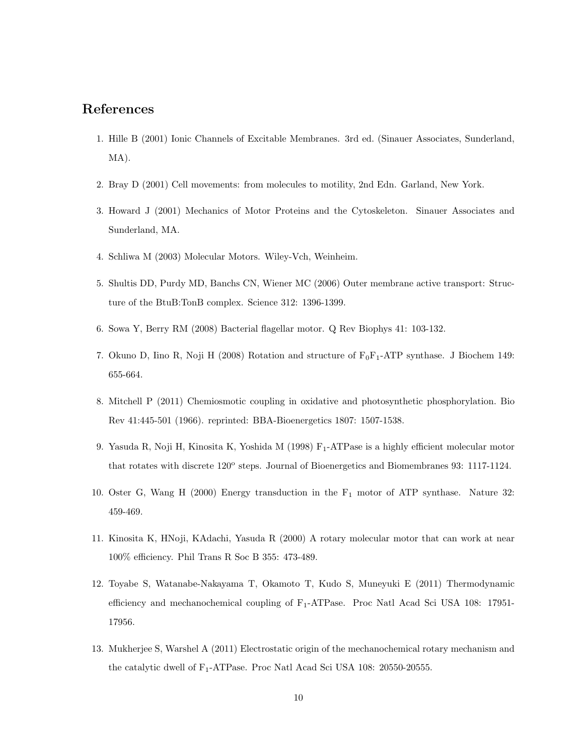## References

1. Hille B (2001) Ionic Channels of Excitable Membranes. 3rd ed. (Sinauer Associates, Sunderland, MA).

2. Bray D (2001) Cell movements: from molecules to motility, 2nd Edn. Garland, New York.

3. Howard J (2001) Mechanics of Motor Proteins and the Cytoskeleton. Sinauer Associates and Sunderland, MA.

4. Schliwa M (2003) Molecular Motors. Wiley-Vch, Weinheim.

5. Shultis DD, Purdy MD, Banchs CN, Wiener MC (2006) Outer membrane active transport: Structure of the BtuB:TonB complex. Science 312: 1396-1399.

6. Sowa Y, Berry RM (2008) Bacterial flagellar motor. Q Rev Biophys 41: 103-132.

7. Okuno D, Iino R, Noji H (2008) Rotation and structure of $F_0F_1$-ATP synthase. J Biochem 149: 655-664.

8. Mitchell P (2011) Chemiosmotic coupling in oxidative and photosynthetic phosphorylation. Bio Rev 41:445-501 (1966). reprinted: BBA-Bioenergetics 1807: 1507-1538.

9. Yasuda R, Noji H, Kinosita K, Yoshida M (1998) $F_1$-ATPase is a highly efficient molecular motor that rotates with discrete $120^o$ steps. Journal of Bioenergetics and Biomembranes 93: 1117-1124.

10. Oster G, Wang H (2000) Energy transduction in the $F_1$ motor of ATP synthase. Nature 32: 459-469.

11. Kinosita K, HNoji, KAdachi, Yasuda R (2000) A rotary molecular motor that can work at near 100% efficiency. Phil Trans R Soc B 355: 473-489.

12. Toyabe S, Watanabe-Nakayama T, Okamoto T, Kudo S, Muneyuki E (2011) Thermodynamic efficiency and mechanochemical coupling of $F_1$-ATPase. Proc Natl Acad Sci USA 108: 17951-17956.

13. Mukherjee S, Warshel A (2011) Electrostatic origin of the mechanochemical rotary mechanism and the catalytic dwell of $F_1$-ATPase. Proc Natl Acad Sci USA 108: 20550-20555.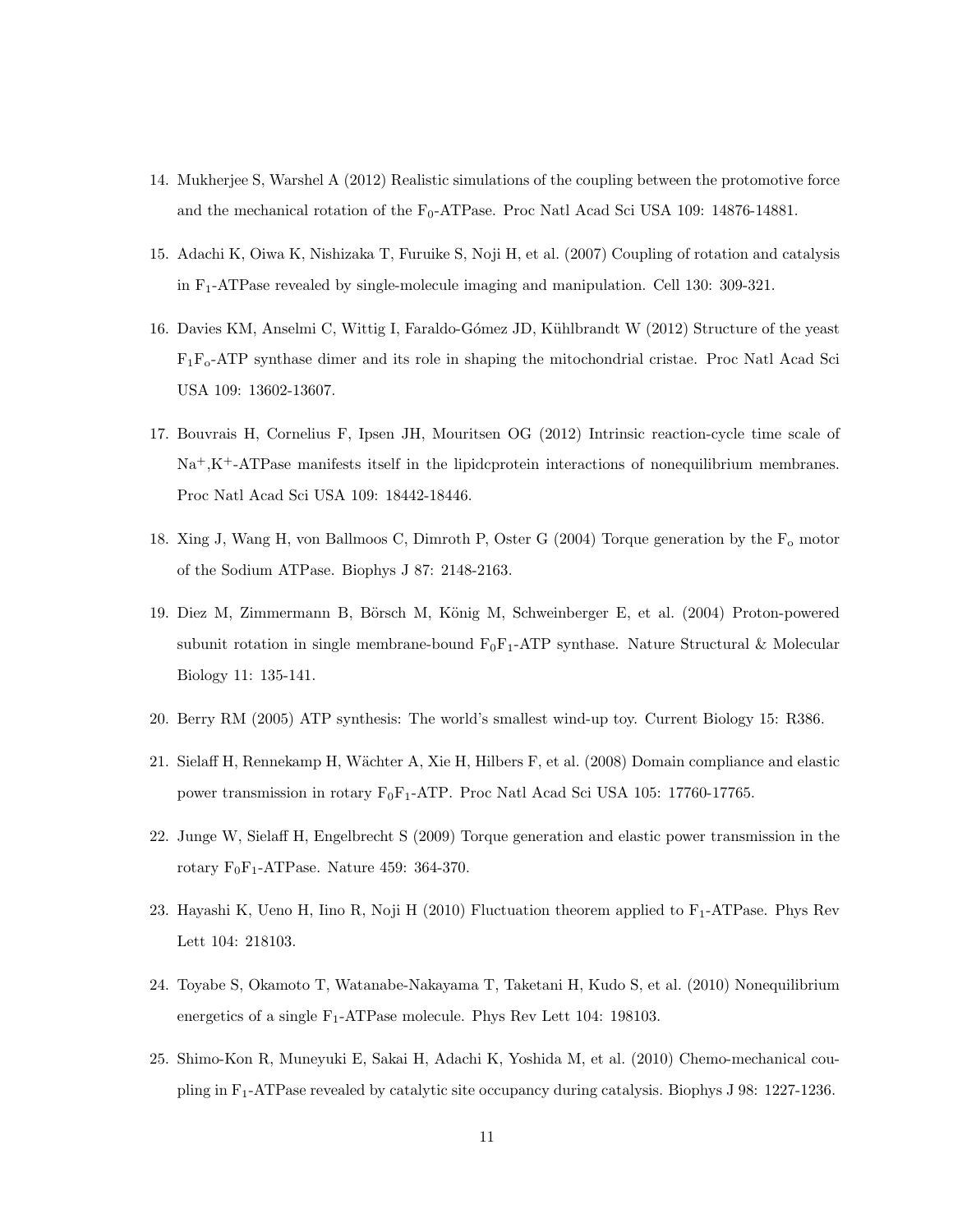14. Mukherjee S, Warshel A (2012) Realistic simulations of the coupling between the protomotive force and the mechanical rotation of the $F_0$-ATPase. Proc Natl Acad Sci USA 109: 14876-14881.

15. Adachi K, Oiwa K, Nishizaka T, Furuike S, Noji H, et al. (2007) Coupling of rotation and catalysis in $F_1$-ATPase revealed by single-molecule imaging and manipulation. Cell 130: 309-321.

16. Davies KM, Anselmi C, Wittig I, Faraldo-Gómez JD, Kühlbrandt W (2012) Structure of the yeast $F_1F_o$-ATP synthase dimer and its role in shaping the mitochondrial cristae. Proc Natl Acad Sci USA 109: 13602-13607.

17. Bouvrais H, Cornelius F, Ipsen JH, Mouritsen OG (2012) Intrinsic reaction-cycle time scale of $Na^+$,$K^+$-ATPase manifests itself in the lipidcprotein interactions of nonequilibrium membranes. Proc Natl Acad Sci USA 109: 18442-18446.

18. Xing J, Wang H, von Ballmoos C, Dimroth P, Oster G (2004) Torque generation by the $F_o$ motor of the Sodium ATPase. Biophys J 87: 2148-2163.

19. Diez M, Zimmermann B, Börsch M, König M, Schweinberger E, et al. (2004) Proton-powered subunit rotation in single membrane-bound $F_0F_1$-ATP synthase. Nature Structural & Molecular Biology 11: 135-141.

20. Berry RM (2005) ATP synthesis: The world's smallest wind-up toy. Current Biology 15: R386.

21. Sielaff H, Rennekamp H, Wächter A, Xie H, Hilbers F, et al. (2008) Domain compliance and elastic power transmission in rotary $F_0F_1$-ATP. Proc Natl Acad Sci USA 105: 17760-17765.

22. Junge W, Sielaff H, Engelbrecht S (2009) Torque generation and elastic power transmission in the rotary $F_0F_1$-ATPase. Nature 459: 364-370.

23. Hayashi K, Ueno H, Iino R, Noji H (2010) Fluctuation theorem applied to $F_1$-ATPase. Phys Rev Lett 104: 218103.

24. Toyabe S, Okamoto T, Watanabe-Nakayama T, Taketani H, Kudo S, et al. (2010) Nonequilibrium energetics of a single $F_1$-ATPase molecule. Phys Rev Lett 104: 198103.

25. Shimo-Kon R, Muneyuki E, Sakai H, Adachi K, Yoshida M, et al. (2010) Chemo-mechanical coupling in $F_1$-ATPase revealed by catalytic site occupancy during catalysis. Biophys J 98: 1227-1236.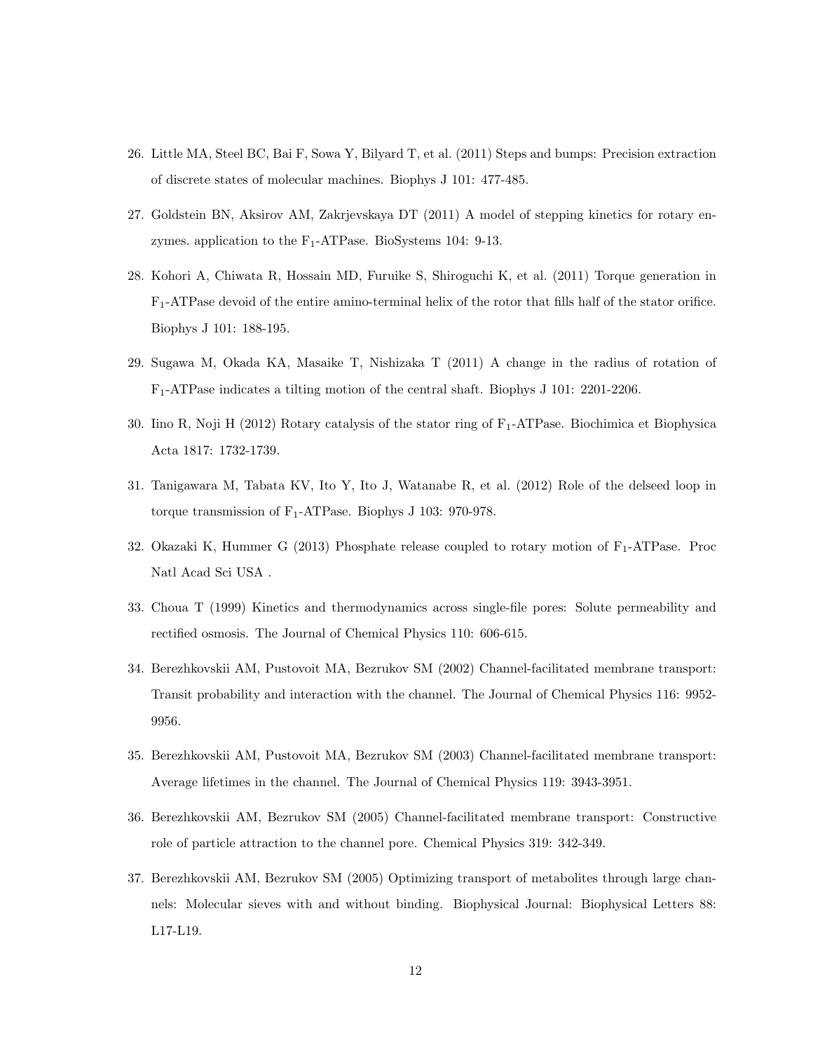26. Little MA, Steel BC, Bai F, Sowa Y, Bilyard T, et al. (2011) Steps and bumps: Precision extraction of discrete states of molecular machines. Biophys J 101: 477-485.

27. Goldstein BN, Aksirov AM, Zakrjevskaya DT (2011) A model of stepping kinetics for rotary enzymes. application to the $F_1$-ATPase. BioSystems 104: 9-13.

28. Kohori A, Chiwata R, Hossain MD, Furuike S, Shiroguchi K, et al. (2011) Torque generation in $F_1$-ATPase devoid of the entire amino-terminal helix of the rotor that fills half of the stator orifice. Biophys J 101: 188-195.

29. Sugawa M, Okada KA, Masaike T, Nishizaka T (2011) A change in the radius of rotation of $F_1$-ATPase indicates a tilting motion of the central shaft. Biophys J 101: 2201-2206.

30. Iino R, Noji H (2012) Rotary catalysis of the stator ring of $F_1$-ATPase. Biochimica et Biophysica Acta 1817: 1732-1739.

31. Tanigawara M, Tabata KV, Ito Y, Ito J, Watanabe R, et al. (2012) Role of the delseed loop in torque transmission of $F_1$-ATPase. Biophys J 103: 970-978.

32. Okazaki K, Hummer G (2013) Phosphate release coupled to rotary motion of $F_1$-ATPase. Proc Natl Acad Sci USA .

33. Choua T (1999) Kinetics and thermodynamics across single-file pores: Solute permeability and rectified osmosis. The Journal of Chemical Physics 110: 606-615.

34. Berezhkovskii AM, Pustovoit MA, Bezrukov SM (2002) Channel-facilitated membrane transport: Transit probability and interaction with the channel. The Journal of Chemical Physics 116: 9952-9956.

35. Berezhkovskii AM, Pustovoit MA, Bezrukov SM (2003) Channel-facilitated membrane transport: Average lifetimes in the channel. The Journal of Chemical Physics 119: 3943-3951.

36. Berezhkovskii AM, Bezrukov SM (2005) Channel-facilitated membrane transport: Constructive role of particle attraction to the channel pore. Chemical Physics 319: 342-349.

37. Berezhkovskii AM, Bezrukov SM (2005) Optimizing transport of metabolites through large channels: Molecular sieves with and without binding. Biophysical Journal: Biophysical Letters 88: L17-L19.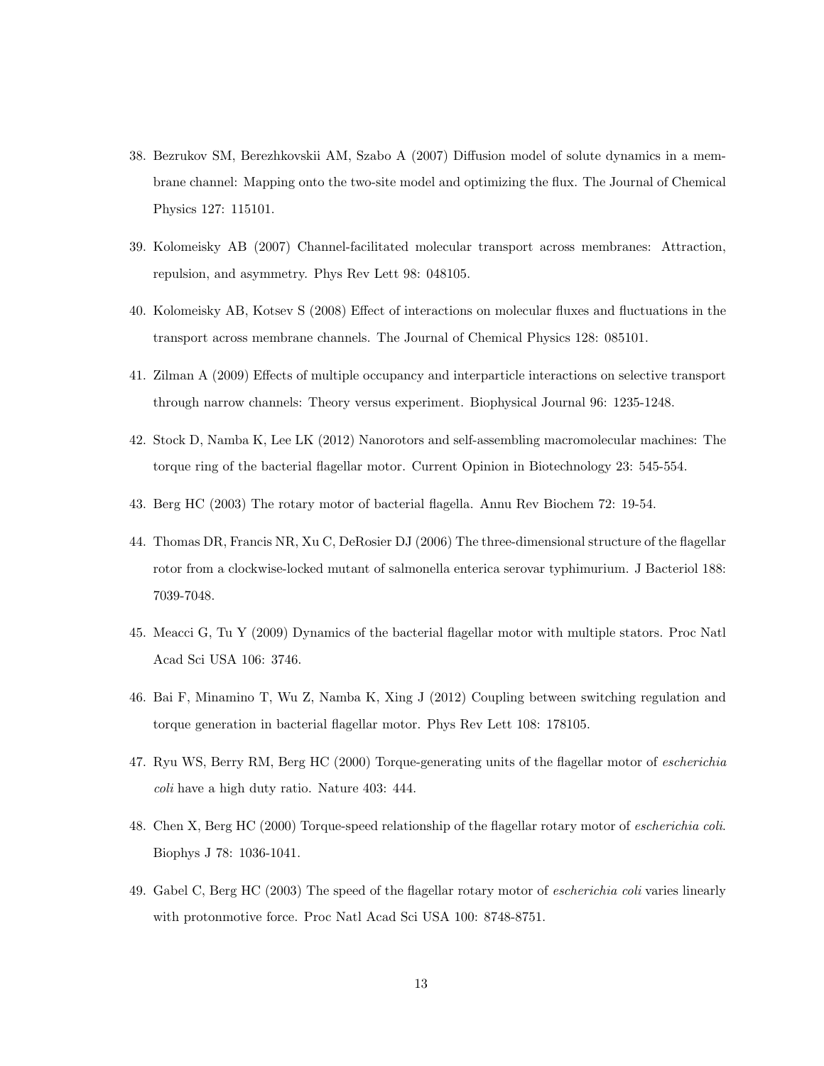38. Bezrukov SM, Berezhkovskii AM, Szabo A (2007) Diffusion model of solute dynamics in a membrane channel: Mapping onto the two-site model and optimizing the flux. The Journal of Chemical Physics 127: 115101.

39. Kolomeisky AB (2007) Channel-facilitated molecular transport across membranes: Attraction, repulsion, and asymmetry. Phys Rev Lett 98: 048105.

40. Kolomeisky AB, Kotsev S (2008) Effect of interactions on molecular fluxes and fluctuations in the transport across membrane channels. The Journal of Chemical Physics 128: 085101.

41. Zilman A (2009) Effects of multiple occupancy and interparticle interactions on selective transport through narrow channels: Theory versus experiment. Biophysical Journal 96: 1235-1248.

42. Stock D, Namba K, Lee LK (2012) Nanorotors and self-assembling macromolecular machines: The torque ring of the bacterial flagellar motor. Current Opinion in Biotechnology 23: 545-554.

43. Berg HC (2003) The rotary motor of bacterial flagella. Annu Rev Biochem 72: 19-54.

44. Thomas DR, Francis NR, Xu C, DeRosier DJ (2006) The three-dimensional structure of the flagellar rotor from a clockwise-locked mutant of salmonella enterica serovar typhimurium. J Bacteriol 188: 7039-7048.

45. Meacci G, Tu Y (2009) Dynamics of the bacterial flagellar motor with multiple stators. Proc Natl Acad Sci USA 106: 3746.

46. Bai F, Minamino T, Wu Z, Namba K, Xing J (2012) Coupling between switching regulation and torque generation in bacterial flagellar motor. Phys Rev Lett 108: 178105.

47. Ryu WS, Berry RM, Berg HC (2000) Torque-generating units of the flagellar motor of *escherichia coli* have a high duty ratio. Nature 403: 444.

48. Chen X, Berg HC (2000) Torque-speed relationship of the flagellar rotary motor of *escherichia coli*. Biophys J 78: 1036-1041.

49. Gabel C, Berg HC (2003) The speed of the flagellar rotary motor of *escherichia coli* varies linearly with protonmotive force. Proc Natl Acad Sci USA 100: 8748-8751.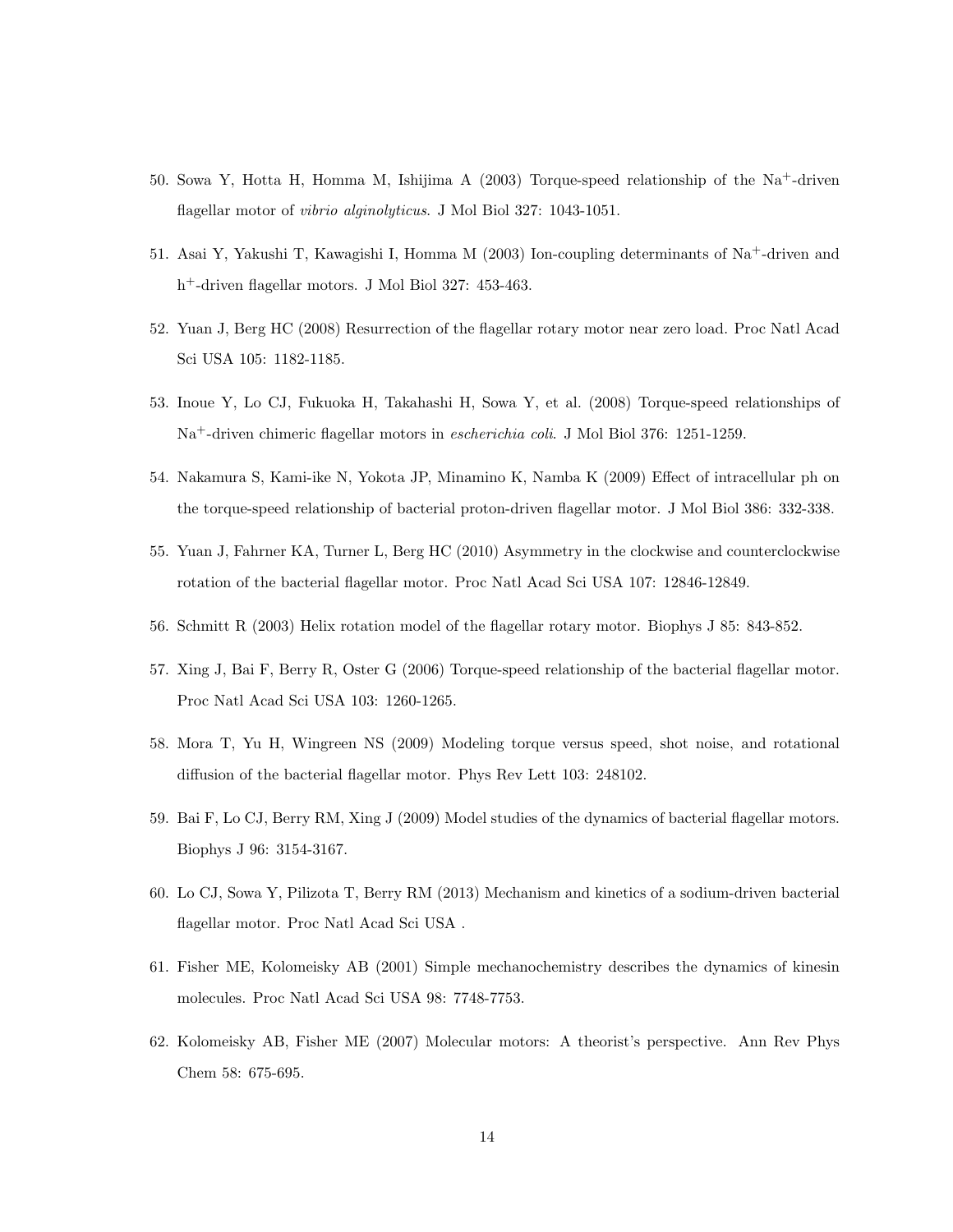50. Sowa Y, Hotta H, Homma M, Ishijima A (2003) Torque-speed relationship of the $Na^{+}$-driven flagellar motor of *vibrio alginolyticus*. J Mol Biol 327: 1043-1051.

51. Asai Y, Yakushi T, Kawagishi I, Homma M (2003) Ion-coupling determinants of $Na^{+}$-driven and $h^{+}$-driven flagellar motors. J Mol Biol 327: 453-463.

52. Yuan J, Berg HC (2008) Resurrection of the flagellar rotary motor near zero load. Proc Natl Acad Sci USA 105: 1182-1185.

53. Inoue Y, Lo CJ, Fukuoka H, Takahashi H, Sowa Y, et al. (2008) Torque-speed relationships of $Na^{+}$-driven chimeric flagellar motors in *escherichia coli*. J Mol Biol 376: 1251-1259.

54. Nakamura S, Kami-ike N, Yokota JP, Minamino K, Namba K (2009) Effect of intracellular ph on the torque-speed relationship of bacterial proton-driven flagellar motor. J Mol Biol 386: 332-338.

55. Yuan J, Fahrner KA, Turner L, Berg HC (2010) Asymmetry in the clockwise and counterclockwise rotation of the bacterial flagellar motor. Proc Natl Acad Sci USA 107: 12846-12849.

56. Schmitt R (2003) Helix rotation model of the flagellar rotary motor. Biophys J 85: 843-852.

57. Xing J, Bai F, Berry R, Oster G (2006) Torque-speed relationship of the bacterial flagellar motor. Proc Natl Acad Sci USA 103: 1260-1265.

58. Mora T, Yu H, Wingreen NS (2009) Modeling torque versus speed, shot noise, and rotational diffusion of the bacterial flagellar motor. Phys Rev Lett 103: 248102.

59. Bai F, Lo CJ, Berry RM, Xing J (2009) Model studies of the dynamics of bacterial flagellar motors. Biophys J 96: 3154-3167.

60. Lo CJ, Sowa Y, Pilizota T, Berry RM (2013) Mechanism and kinetics of a sodium-driven bacterial flagellar motor. Proc Natl Acad Sci USA .

61. Fisher ME, Kolomeisky AB (2001) Simple mechanochemistry describes the dynamics of kinesin molecules. Proc Natl Acad Sci USA 98: 7748-7753.

62. Kolomeisky AB, Fisher ME (2007) Molecular motors: A theorist's perspective. Ann Rev Phys Chem 58: 675-695.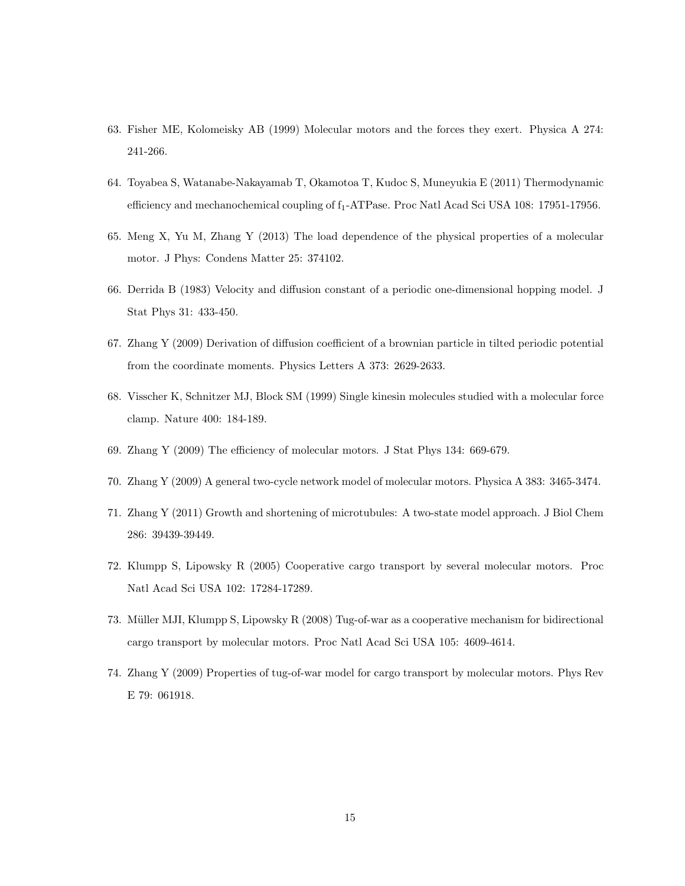63. Fisher ME, Kolomeisky AB (1999) Molecular motors and the forces they exert. Physica A 274: 241-266.

64. Toyabea S, Watanabe-Nakayamab T, Okamotoa T, Kudoc S, Muneyukia E (2011) Thermodynamic efficiency and mechanochemical coupling of $f_1$-ATPase. Proc Natl Acad Sci USA 108: 17951-17956.

65. Meng X, Yu M, Zhang Y (2013) The load dependence of the physical properties of a molecular motor. J Phys: Condens Matter 25: 374102.

66. Derrida B (1983) Velocity and diffusion constant of a periodic one-dimensional hopping model. J Stat Phys 31: 433-450.

67. Zhang Y (2009) Derivation of diffusion coefficient of a brownian particle in tilted periodic potential from the coordinate moments. Physics Letters A 373: 2629-2633.

68. Visscher K, Schnitzer MJ, Block SM (1999) Single kinesin molecules studied with a molecular force clamp. Nature 400: 184-189.

69. Zhang Y (2009) The efficiency of molecular motors. J Stat Phys 134: 669-679.

70. Zhang Y (2009) A general two-cycle network model of molecular motors. Physica A 383: 3465-3474.

71. Zhang Y (2011) Growth and shortening of microtubules: A two-state model approach. J Biol Chem 286: 39439-39449.

72. Klumpp S, Lipowsky R (2005) Cooperative cargo transport by several molecular motors. Proc Natl Acad Sci USA 102: 17284-17289.

73. Müller MJI, Klumpp S, Lipowsky R (2008) Tug-of-war as a cooperative mechanism for bidirectional cargo transport by molecular motors. Proc Natl Acad Sci USA 105: 4609-4614.

74. Zhang Y (2009) Properties of tug-of-war model for cargo transport by molecular motors. Phys Rev E 79: 061918.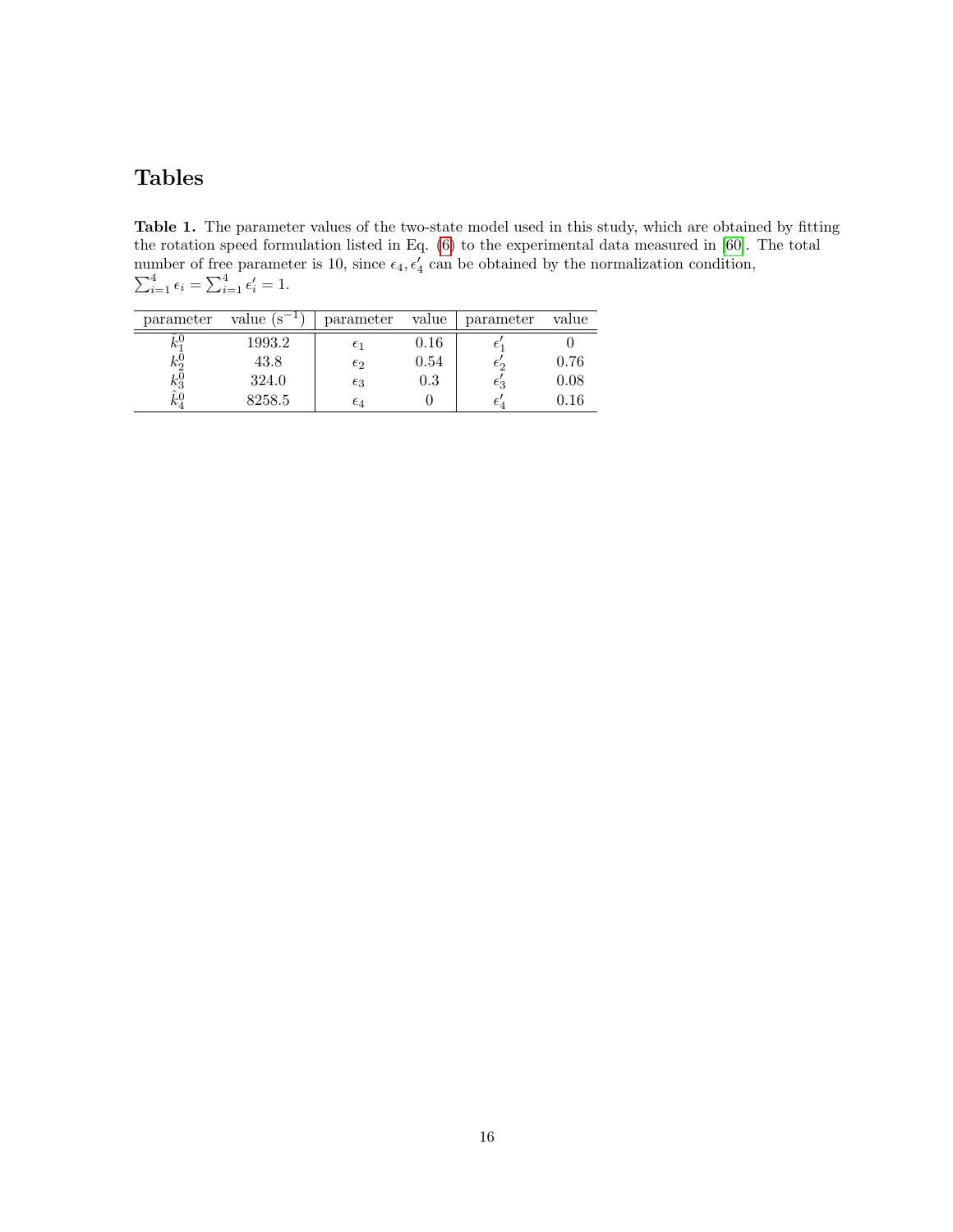# Tables

**Table 1.** The parameter values of the two-state model used in this study, which are obtained by fitting the rotation speed formulation listed in Eq. (6) to the experimental data measured in [60]. The total number of free parameter is 10, since $\epsilon_4, \epsilon'_4$ can be obtained by the normalization condition, $\sum_{i=1}^{4} \epsilon_i = \sum_{i=1}^{4} \epsilon'_i = 1$.

| parameter | value ($\mathrm{s}^{-1}$) | parameter | value | parameter | value |
|---|---|---|---|---|---|
| $\hat{k}_1^0$ | 1993.2 | $\epsilon_1$ | 0.16 | $\epsilon'_1$ | 0 |
| $k_2^0$ | 43.8 | $\epsilon_2$ | 0.54 | $\epsilon'_2$ | 0.76 |
| $k_3^0$ | 324.0 | $\epsilon_3$ | 0.3 | $\epsilon'_3$ | 0.08 |
| $\hat{k}_4^0$ | 8258.5 | $\epsilon_4$ | 0 | $\epsilon'_4$ | 0.16 |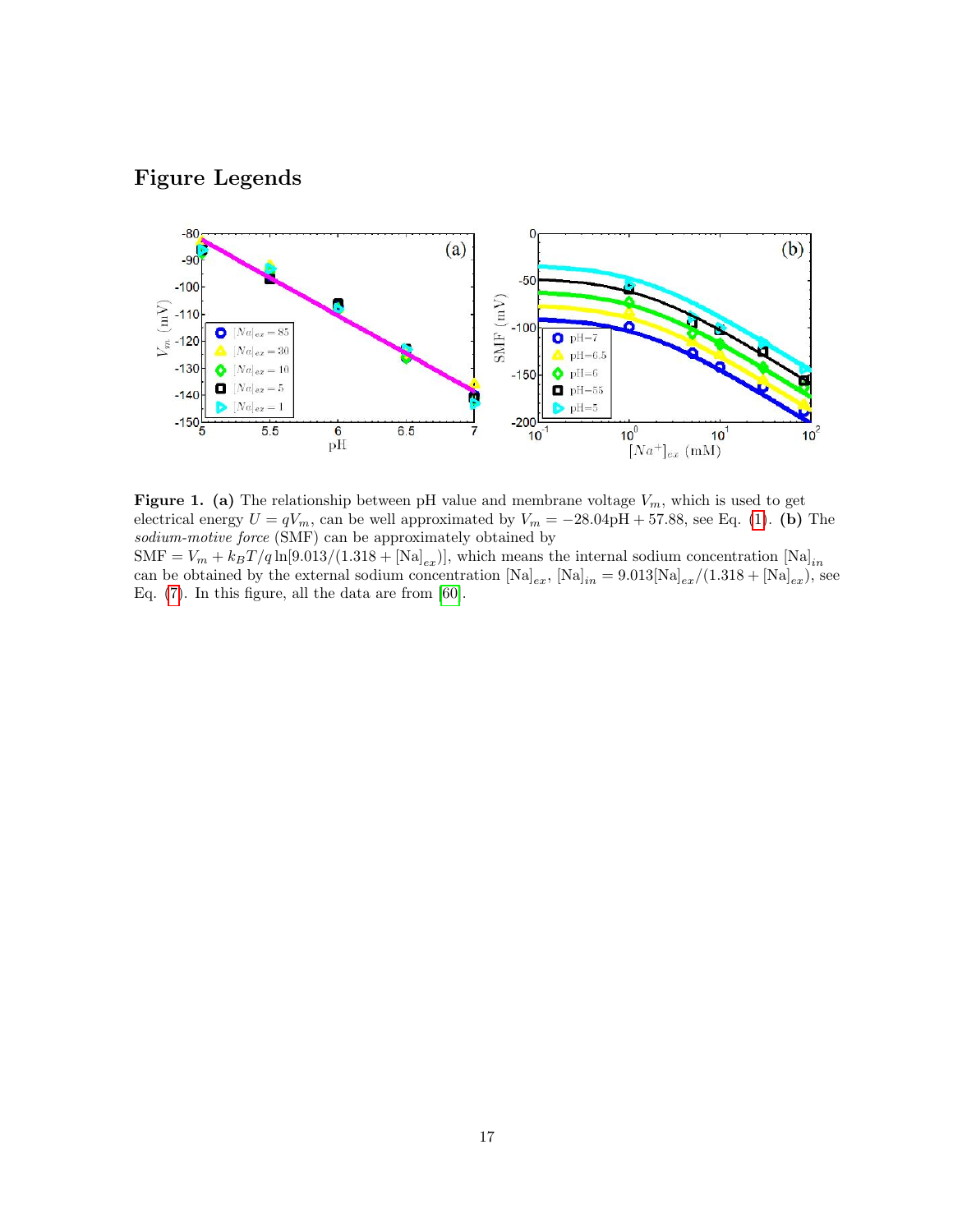# Figure Legends

**Figure 1.** **(a)** The relationship between pH value and membrane voltage $V_m$, which is used to get electrical energy $U = qV_m$, can be well approximated by $V_m = -28.04\text{pH} + 57.88$, see Eq. (1). **(b)** The *sodium-motive force* (SMF) can be approximately obtained by $\text{SMF} = V_m + k_BT/q \ln[9.013/(1.318 + [\text{Na}]_{ex})]$, which means the internal sodium concentration $[\text{Na}]_{in}$ can be obtained by the external sodium concentration $[\text{Na}]_{ex}$, $[\text{Na}]_{in} = 9.013[\text{Na}]_{ex}/(1.318 + [\text{Na}]_{ex})$, see Eq. (7). In this figure, all the data are from [60].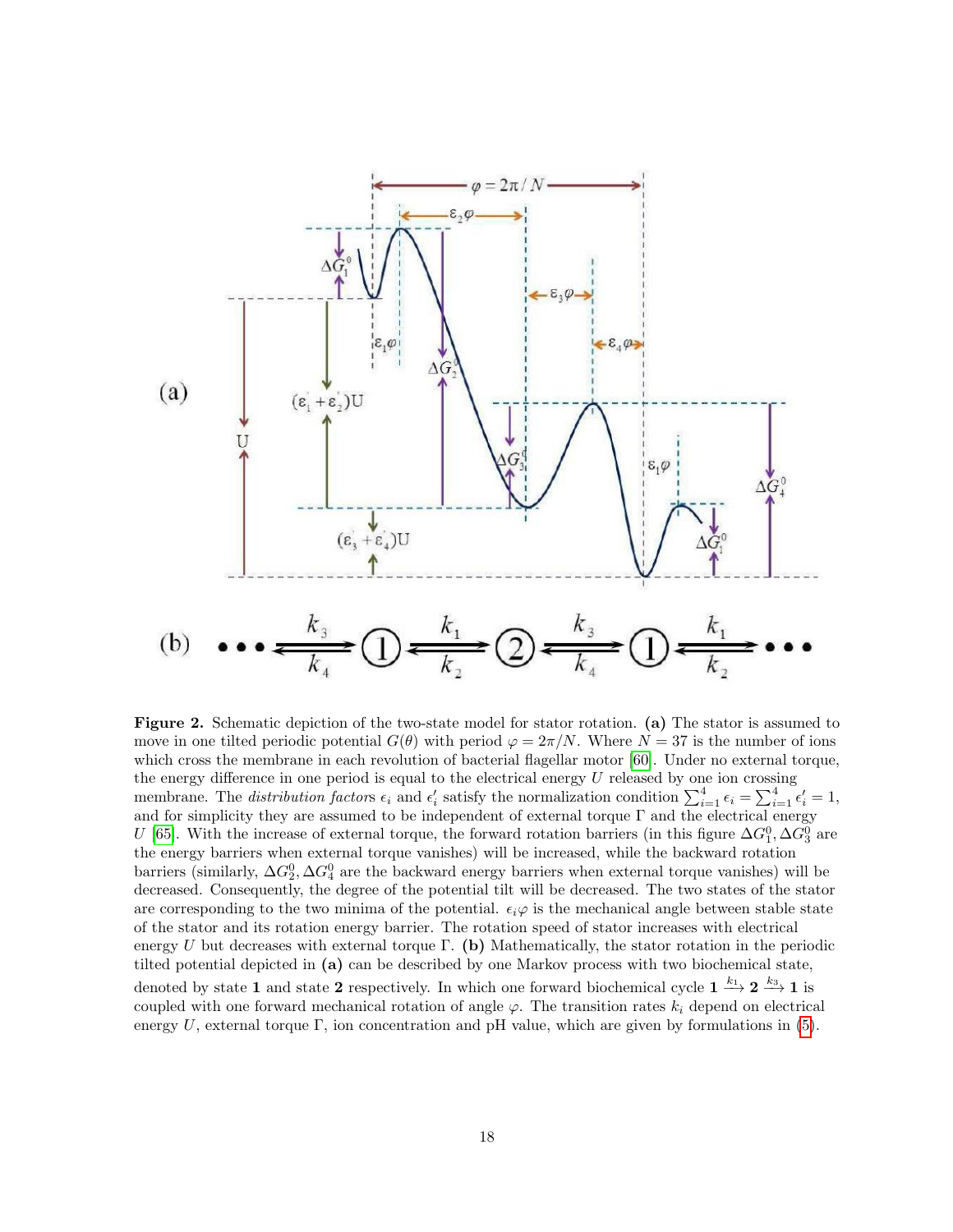**Figure 2.** Schematic depiction of the two-state model for stator rotation. **(a)** The stator is assumed to move in one tilted periodic potential $G(\theta)$ with period $\varphi = 2\pi/N$. Where $N = 37$ is the number of ions which cross the membrane in each revolution of bacterial flagellar motor [60]. Under no external torque, the energy difference in one period is equal to the electrical energy $U$ released by one ion crossing membrane. The *distribution factors* $\epsilon_i$ and $\epsilon_i'$ satisfy the normalization condition $\sum_{i=1}^{4} \epsilon_i = \sum_{i=1}^{4} \epsilon_i' = 1$, and for simplicity they are assumed to be independent of external torque $\Gamma$ and the electrical energy $U$ [65]. With the increase of external torque, the forward rotation barriers (in this figure $\Delta G_1^0, \Delta G_3^0$ are the energy barriers when external torque vanishes) will be increased, while the backward rotation barriers (similarly, $\Delta G_2^0, \Delta G_4^0$ are the backward energy barriers when external torque vanishes) will be decreased. Consequently, the degree of the potential tilt will be decreased. The two states of the stator are corresponding to the two minima of the potential. $\epsilon_i\varphi$ is the mechanical angle between stable state of the stator and its rotation energy barrier. The rotation speed of stator increases with electrical energy $U$ but decreases with external torque $\Gamma$. **(b)** Mathematically, the stator rotation in the periodic tilted potential depicted in **(a)** can be described by one Markov process with two biochemical state, denoted by state **1** and state **2** respectively. In which one forward biochemical cycle $\mathbf{1} \xrightarrow{k_1} \mathbf{2} \xrightarrow{k_3} \mathbf{1}$ is coupled with one forward mechanical rotation of angle $\varphi$. The transition rates $k_i$ depend on electrical energy $U$, external torque $\Gamma$, ion concentration and pH value, which are given by formulations in (5).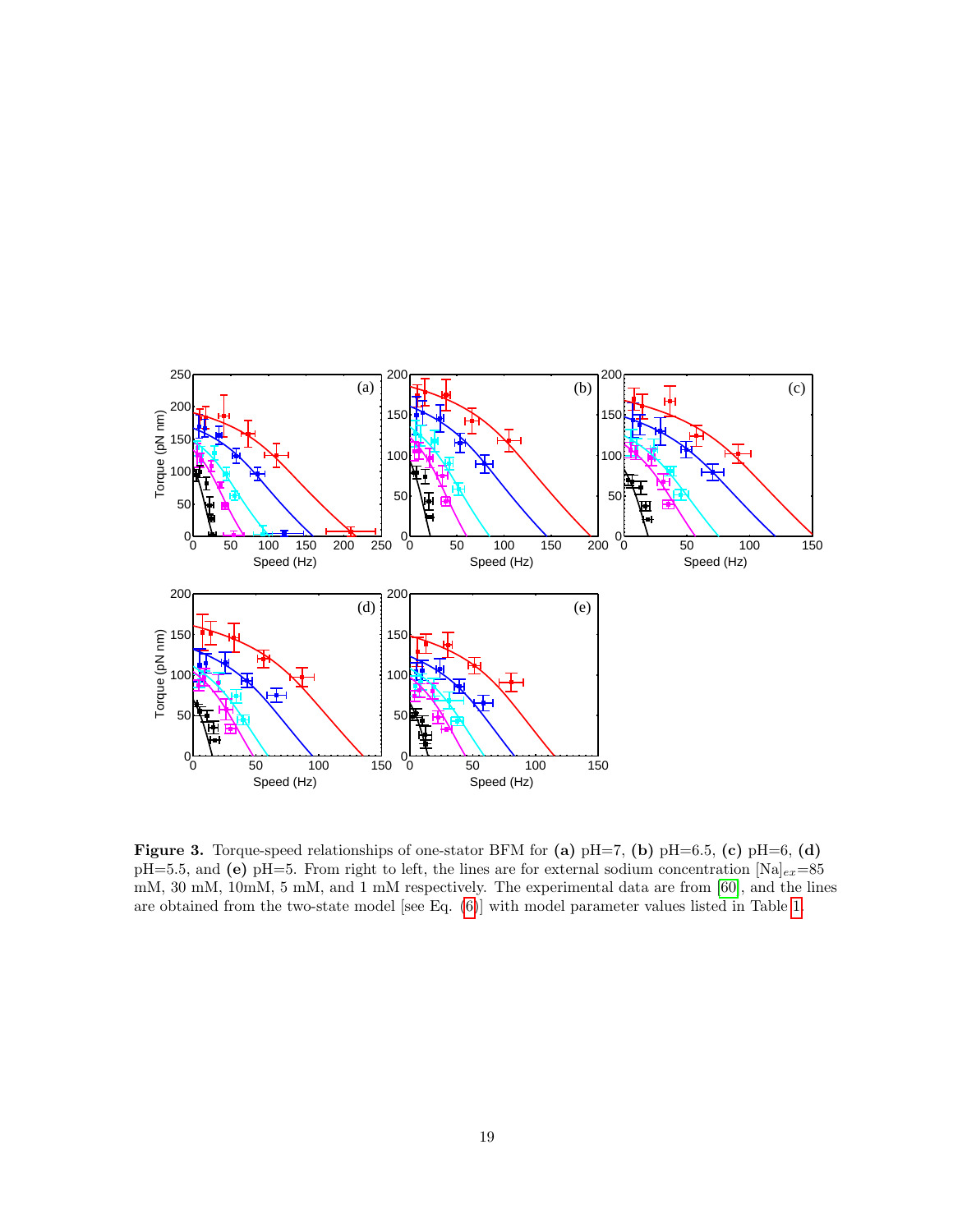**Figure 3.** Torque-speed relationships of one-stator BFM for **(a)** pH=7, **(b)** pH=6.5, **(c)** pH=6, **(d)** pH=5.5, and **(e)** pH=5. From right to left, the lines are for external sodium concentration $[\mathrm{Na}]_{ex}$=85 mM, 30 mM, 10mM, 5 mM, and 1 mM respectively. The experimental data are from [60], and the lines are obtained from the two-state model [see Eq. (6)] with model parameter values listed in Table 1.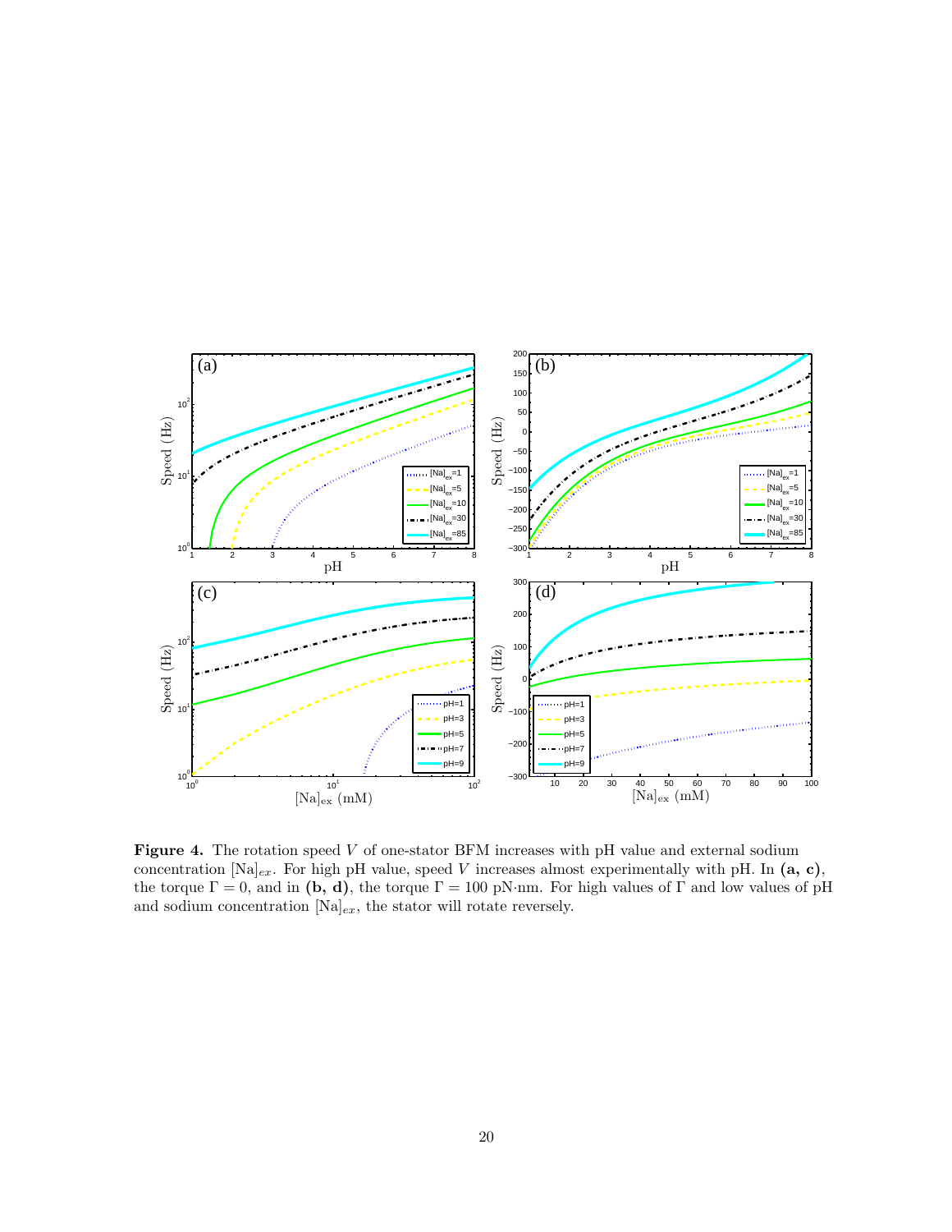**Figure 4.** The rotation speed $V$ of one-stator BFM increases with pH value and external sodium concentration $[\mathrm{Na}]_{ex}$. For high pH value, speed $V$ increases almost experimentally with pH. In **(a, c)**, the torque $\Gamma = 0$, and in **(b, d)**, the torque $\Gamma = 100$ pN·nm. For high values of $\Gamma$ and low values of pH and sodium concentration $[\mathrm{Na}]_{ex}$, the stator will rotate reversely.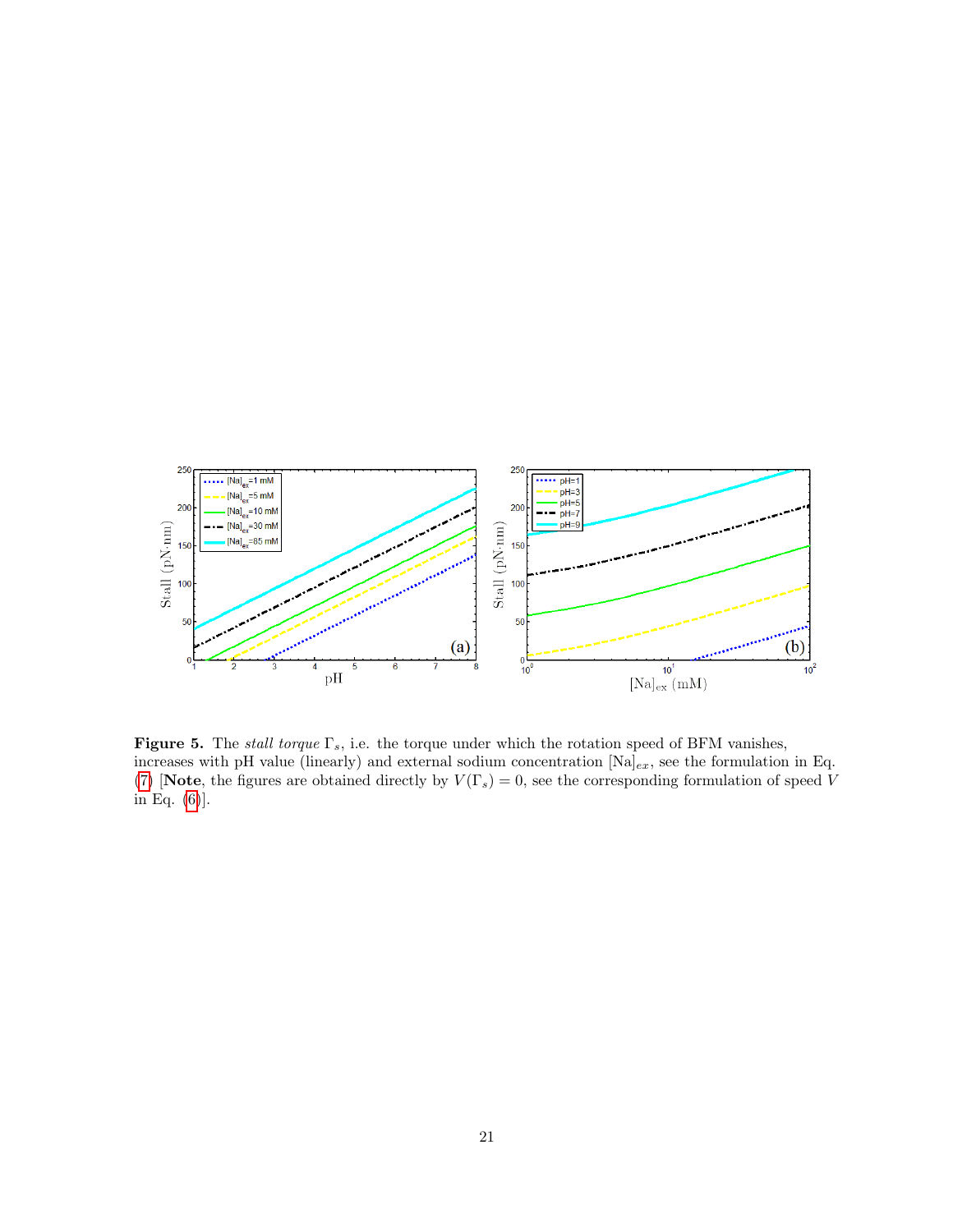**Figure 5.** The *stall torque* $\Gamma_s$, i.e. the torque under which the rotation speed of BFM vanishes, increases with pH value (linearly) and external sodium concentration $[\mathrm{Na}]_{ex}$, see the formulation in Eq. (7) [**Note**, the figures are obtained directly by $V(\Gamma_s) = 0$, see the corresponding formulation of speed $V$ in Eq. (6)].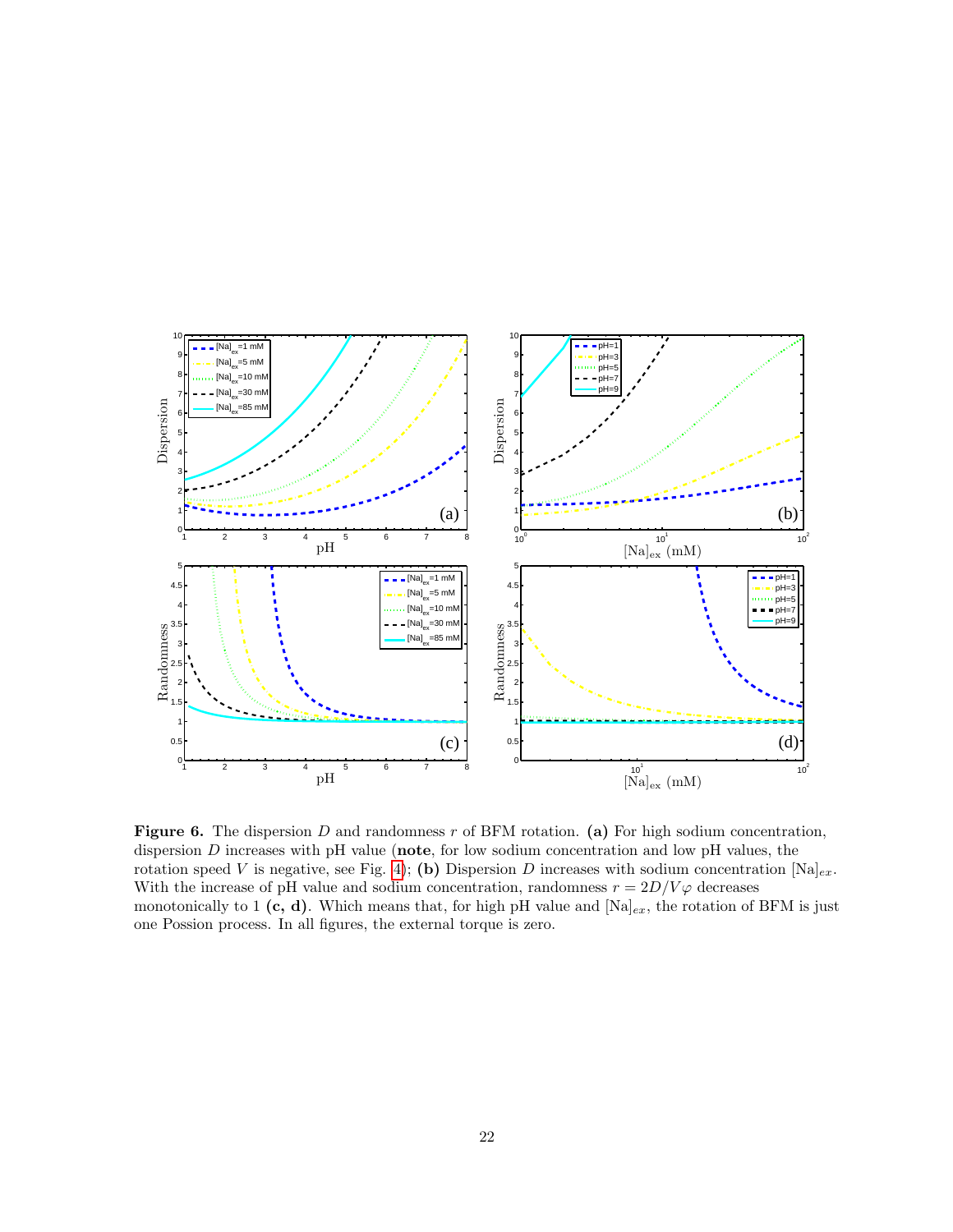**Figure 6.** The dispersion $D$ and randomness $r$ of BFM rotation. **(a)** For high sodium concentration, dispersion $D$ increases with pH value (**note**, for low sodium concentration and low pH values, the rotation speed $V$ is negative, see Fig. 4); **(b)** Dispersion $D$ increases with sodium concentration $[\mathrm{Na}]_{ex}$. With the increase of pH value and sodium concentration, randomness $r = 2D/V\varphi$ decreases monotonically to 1 **(c, d)**. Which means that, for high pH value and $[\mathrm{Na}]_{ex}$, the rotation of BFM is just one Possion process. In all figures, the external torque is zero.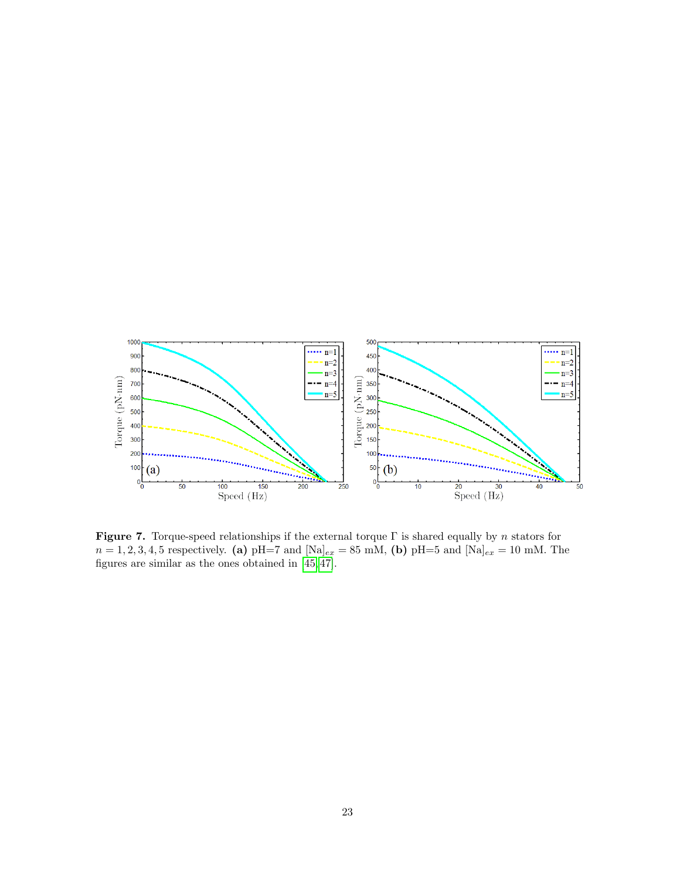**Figure 7.** Torque-speed relationships if the external torque $\Gamma$ is shared equally by $n$ stators for $n = 1, 2, 3, 4, 5$ respectively. **(a)** pH=7 and $[\mathrm{Na}]_{ex} = 85$ mM, **(b)** pH=5 and $[\mathrm{Na}]_{ex} = 10$ mM. The figures are similar as the ones obtained in [45, 47].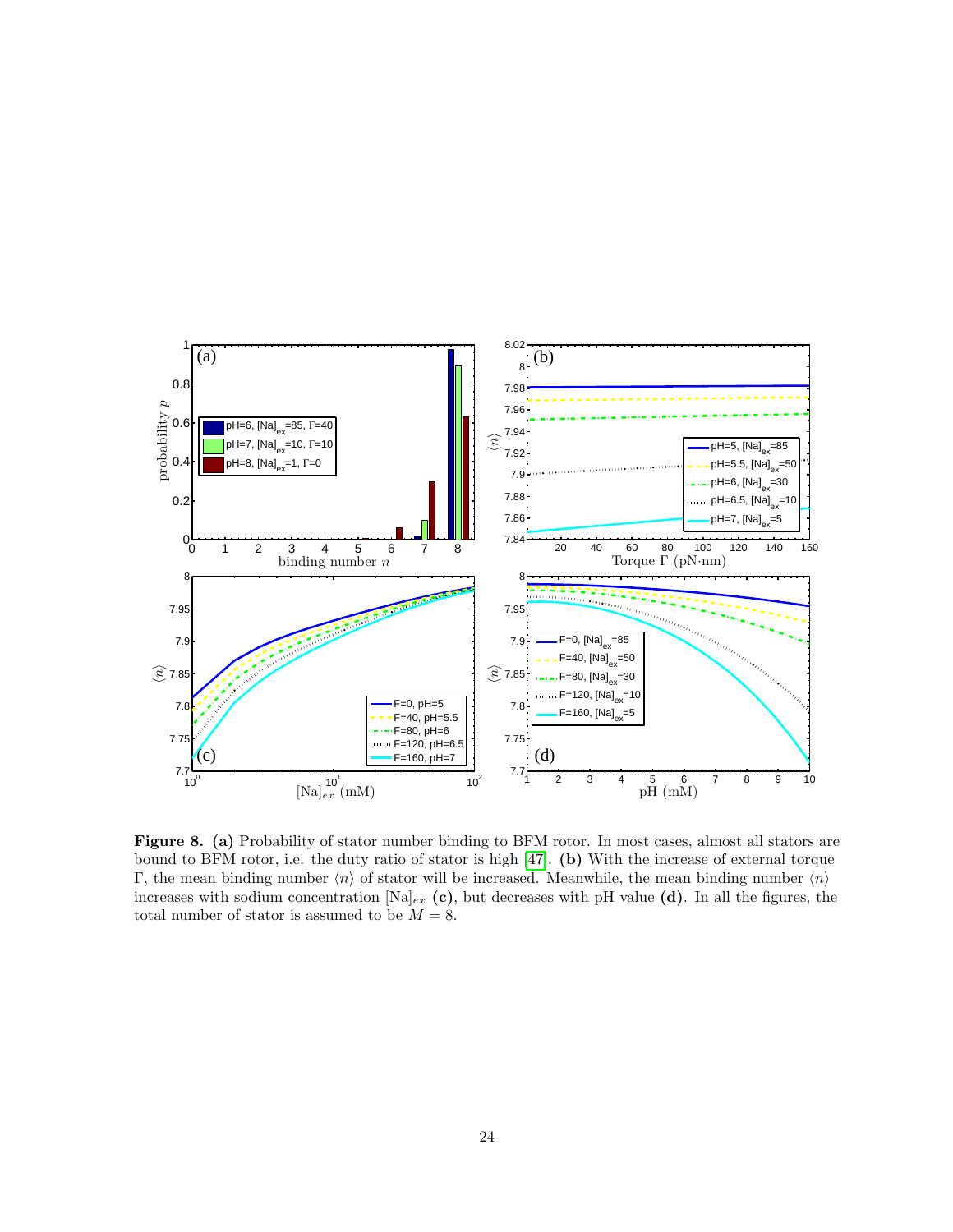**Figure 8.** **(a)** Probability of stator number binding to BFM rotor. In most cases, almost all stators are bound to BFM rotor, i.e. the duty ratio of stator is high [47]. **(b)** With the increase of external torque $\Gamma$, the mean binding number $\langle n\rangle$ of stator will be increased. Meanwhile, the mean binding number $\langle n\rangle$ increases with sodium concentration $[\mathrm{Na}]_{ex}$ **(c)**, but decreases with pH value **(d)**. In all the figures, the total number of stator is assumed to be $M = 8$.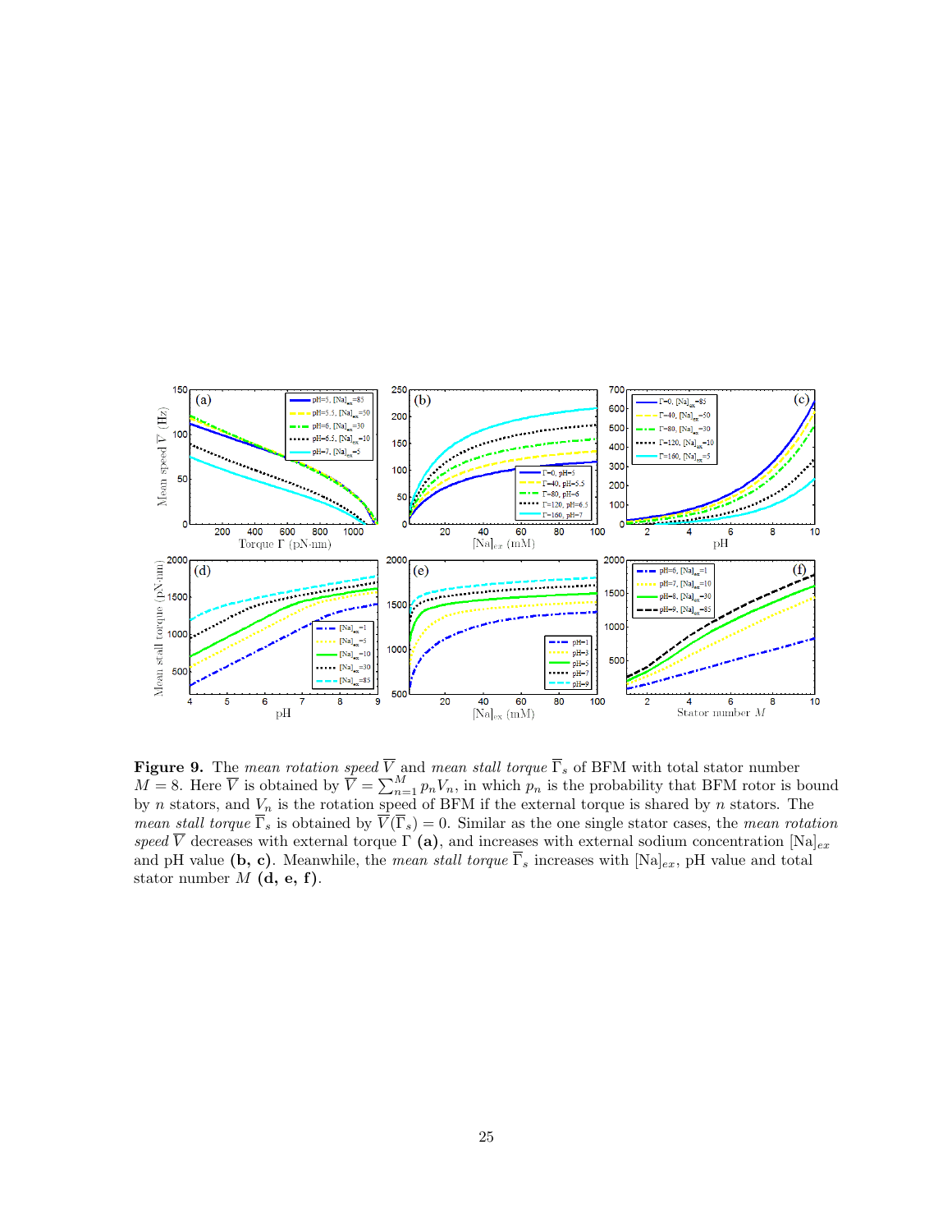(a)
Mean speed $\overline{V}$ (Hz)
Torque $\Gamma$ (pN·nm)
pH=5, $[Na]_{ex}$=85
pH=5.5, $[Na]_{ex}$=50
pH=6, $[Na]_{ex}$=30
pH=6.5, $[Na]_{ex}$=10
pH=7, $[Na]_{ex}$=5

(b)
$[Na]_{ex}$ (mM)
$\Gamma$=0, pH=5
$\Gamma$=40, pH=5.5
$\Gamma$=80, pH=6
$\Gamma$=120, pH=6.5
$\Gamma$=160, pH=7

(c)
pH
$\Gamma$=0, $[Na]_{ex}$=85
$\Gamma$=40, $[Na]_{ex}$=50
$\Gamma$=80, $[Na]_{ex}$=30
$\Gamma$=120, $[Na]_{ex}$=10
$\Gamma$=160, $[Na]_{ex}$=5

(d)
Mean stall torque (pN·nm)
pH
$[Na]_{ex}$=1
$[Na]_{ex}$=5
$[Na]_{ex}$=10
$[Na]_{ex}$=30
$[Na]_{ex}$=85

(e)
$[Na]_{ex}$ (mM)
pH=1
pH=3
pH=5
pH=7
pH=9

(f)
Stator number $M$
pH=6, $[Na]_{ex}$=1
pH=7, $[Na]_{ex}$=10
pH=8, $[Na]_{ex}$=30
pH=9, $[Na]_{ex}$=85

**Figure 9.** The *mean rotation speed* $\overline{V}$ and *mean stall torque* $\overline{\Gamma}_s$ of BFM with total stator number $M = 8$. Here $\overline{V}$ is obtained by $\overline{V} = \sum_{n=1}^{M} p_n V_n$, in which $p_n$ is the probability that BFM rotor is bound by $n$ stators, and $V_n$ is the rotation speed of BFM if the external torque is shared by $n$ stators. The *mean stall torque* $\overline{\Gamma}_s$ is obtained by $\overline{V}(\overline{\Gamma}_s) = 0$. Similar as the one single stator cases, the *mean rotation speed* $\overline{V}$ decreases with external torque $\Gamma$ **(a)**, and increases with external sodium concentration $[Na]_{ex}$ and pH value **(b, c)**. Meanwhile, the *mean stall torque* $\overline{\Gamma}_s$ increases with $[Na]_{ex}$, pH value and total stator number $M$ **(d, e, f)**.